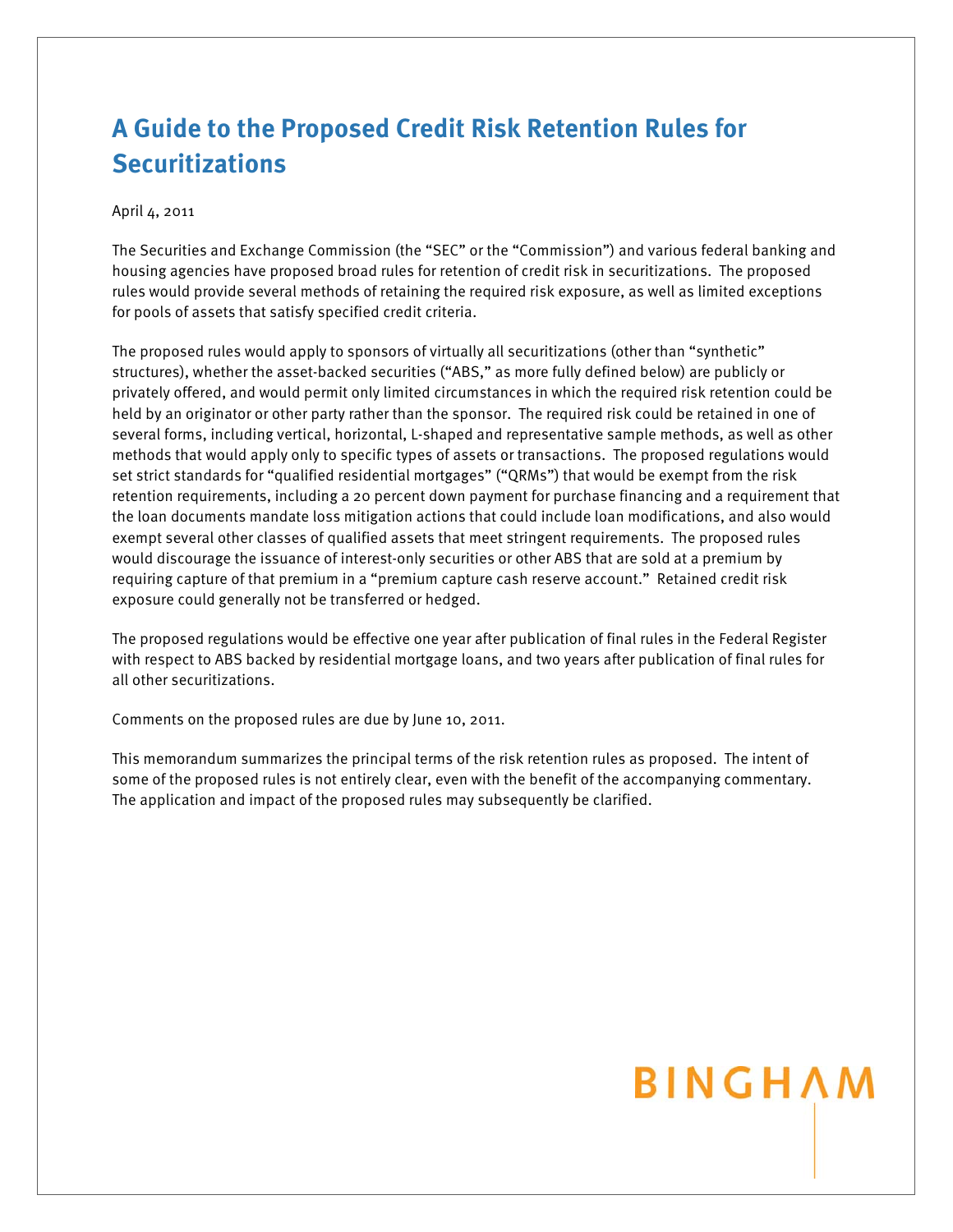# A Guide to the Proposed Credit Risk Retention Rules for Securitizations

April 4, 2011

The Securities and Exchange Commission (the "SEC" or the "Commission") and various federal banking and housing agencies have proposed broad rules for retention of credit risk in securitizations. The proposed rules would provide several methods of retaining the required risk exposure, as well as limited exceptions for pools of assets that satisfy specified credit criteria.

The proposed rules would apply to sponsors of virtually all securitizations (other than "synthetic" structures), whether the asset-backed securities ("ABS," as more fully defined below) are publicly or privately offered, and would permit only limited circumstances in which the required risk retention could be held by an originator or other party rather than the sponsor. The required risk could be retained in one of several forms, including vertical, horizontal, L-shaped and representative sample methods, as well as other methods that would apply only to specific types of assets or transactions. The proposed regulations would set strict standards for "qualified residential mortgages" ("QRMs") that would be exempt from the risk retention requirements, including a 20 percent down payment for purchase financing and a requirement that the loan documents mandate loss mitigation actions that could include loan modifications, and also would exempt several other classes of qualified assets that meet stringent requirements. The proposed rules would discourage the issuance of interest-only securities or other ABS that are sold at a premium by requiring capture of that premium in a "premium capture cash reserve account." Retained credit risk exposure could generally not be transferred or hedged.

The proposed regulations would be effective one year after publication of final rules in the Federal Register with respect to ABS backed by residential mortgage loans, and two years after publication of final rules for all other securitizations.

Comments on the proposed rules are due by June 10, 2011.

This memorandum summarizes the principal terms of the risk retention rules as proposed. The intent of some of the proposed rules is not entirely clear, even with the benefit of the accompanying commentary. The application and impact of the proposed rules may subsequently be clarified.

BINGHAM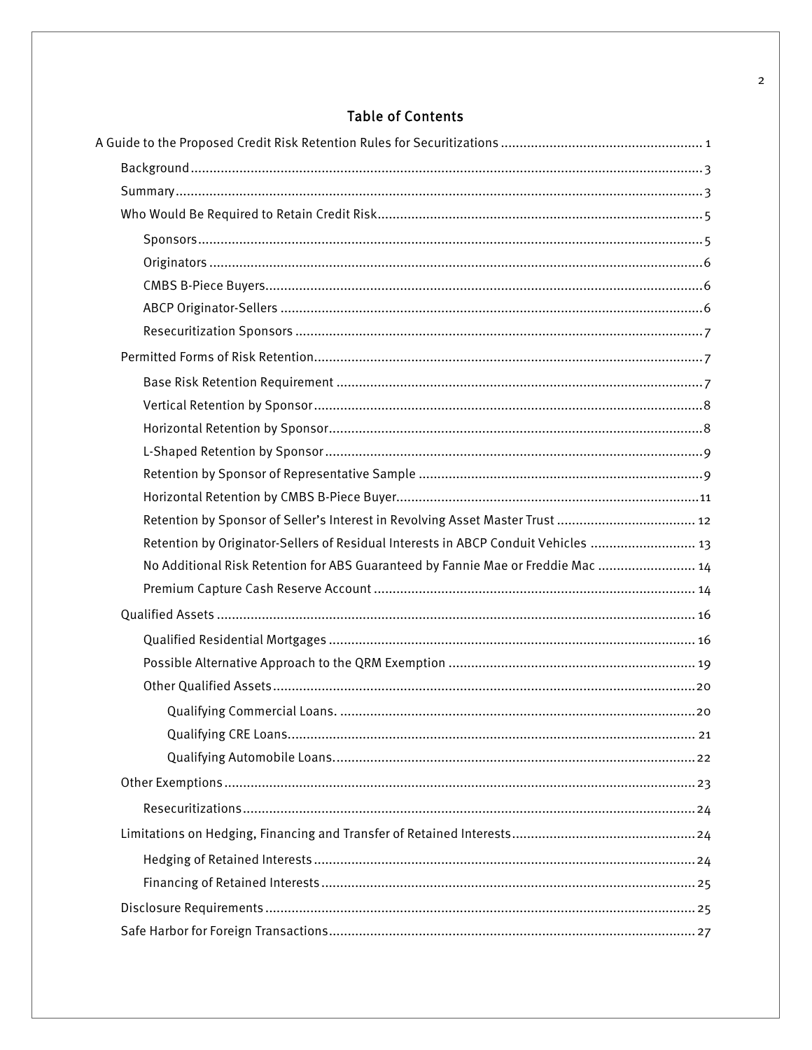## Table of Contents

A Guide to the Proposed Credit Risk Retention Rules for Securitizations .......... 1

- Background .......... 3
- Summary .......... 3
- Who Would Be Required to Retain Credit Risk .......... 5
  - Sponsors .......... 5
  - Originators .......... 6
  - CMBS B-Piece Buyers .......... 6
  - ABCP Originator-Sellers .......... 6
  - Resecuritization Sponsors .......... 7
- Permitted Forms of Risk Retention .......... 7
  - Base Risk Retention Requirement .......... 7
  - Vertical Retention by Sponsor .......... 8
  - Horizontal Retention by Sponsor .......... 8
  - L-Shaped Retention by Sponsor .......... 9
  - Retention by Sponsor of Representative Sample .......... 9
  - Horizontal Retention by CMBS B-Piece Buyer .......... 11
  - Retention by Sponsor of Seller's Interest in Revolving Asset Master Trust .......... 12
  - Retention by Originator-Sellers of Residual Interests in ABCP Conduit Vehicles .......... 13
  - No Additional Risk Retention for ABS Guaranteed by Fannie Mae or Freddie Mac .......... 14
  - Premium Capture Cash Reserve Account .......... 14
- Qualified Assets .......... 16
  - Qualified Residential Mortgages .......... 16
  - Possible Alternative Approach to the QRM Exemption .......... 19
  - Other Qualified Assets .......... 20
    - Qualifying Commercial Loans. .......... 20
    - Qualifying CRE Loans. .......... 21
    - Qualifying Automobile Loans. .......... 22
- Other Exemptions .......... 23
  - Resecuritizations .......... 24
- Limitations on Hedging, Financing and Transfer of Retained Interests .......... 24
  - Hedging of Retained Interests .......... 24
  - Financing of Retained Interests .......... 25
- Disclosure Requirements .......... 25
- Safe Harbor for Foreign Transactions .......... 27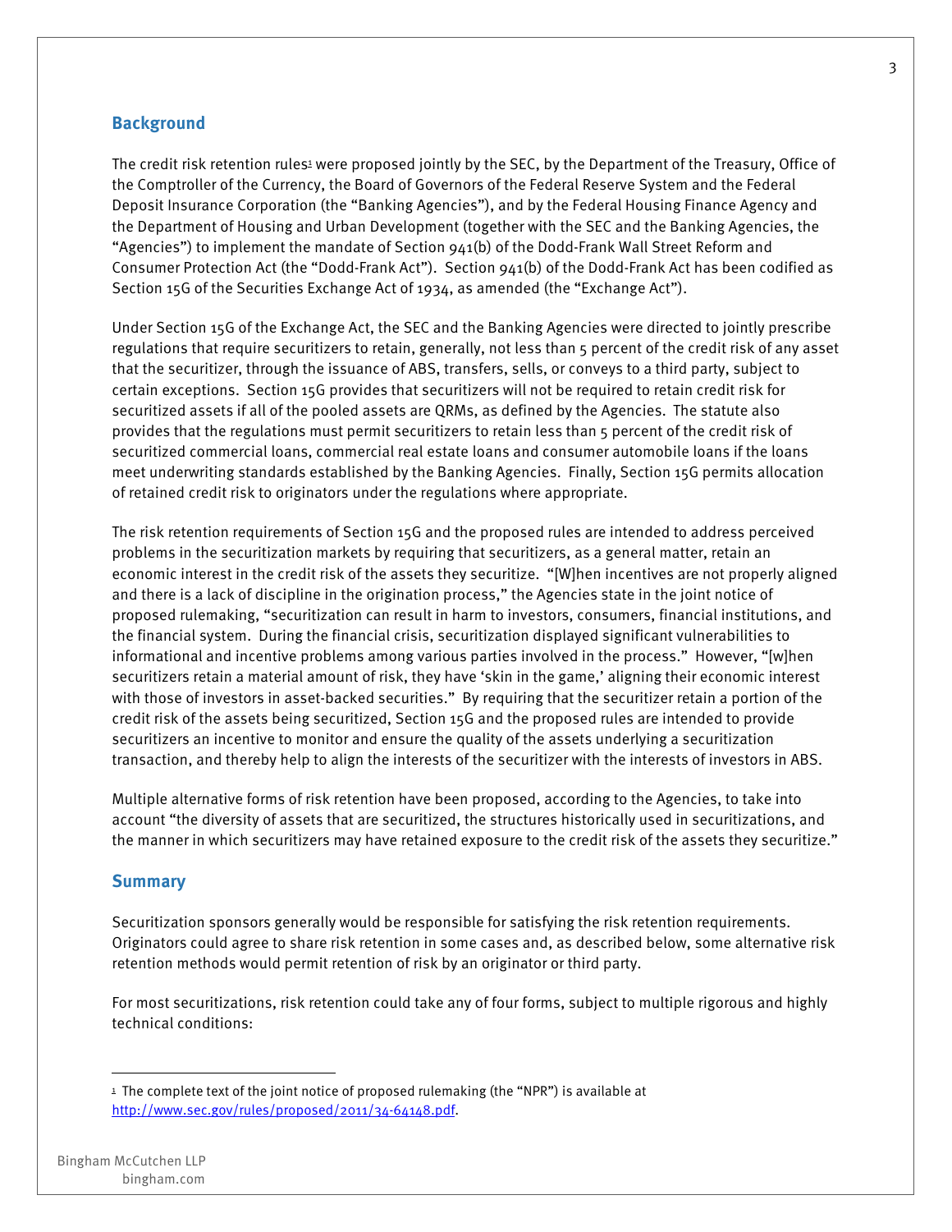## Background

The credit risk retention rules[1] were proposed jointly by the SEC, by the Department of the Treasury, Office of the Comptroller of the Currency, the Board of Governors of the Federal Reserve System and the Federal Deposit Insurance Corporation (the "Banking Agencies"), and by the Federal Housing Finance Agency and the Department of Housing and Urban Development (together with the SEC and the Banking Agencies, the "Agencies") to implement the mandate of Section 941(b) of the Dodd-Frank Wall Street Reform and Consumer Protection Act (the "Dodd-Frank Act"). Section 941(b) of the Dodd-Frank Act has been codified as Section 15G of the Securities Exchange Act of 1934, as amended (the "Exchange Act").

Under Section 15G of the Exchange Act, the SEC and the Banking Agencies were directed to jointly prescribe regulations that require securitizers to retain, generally, not less than 5 percent of the credit risk of any asset that the securitizer, through the issuance of ABS, transfers, sells, or conveys to a third party, subject to certain exceptions. Section 15G provides that securitizers will not be required to retain credit risk for securitized assets if all of the pooled assets are QRMs, as defined by the Agencies. The statute also provides that the regulations must permit securitizers to retain less than 5 percent of the credit risk of securitized commercial loans, commercial real estate loans and consumer automobile loans if the loans meet underwriting standards established by the Banking Agencies. Finally, Section 15G permits allocation of retained credit risk to originators under the regulations where appropriate.

The risk retention requirements of Section 15G and the proposed rules are intended to address perceived problems in the securitization markets by requiring that securitizers, as a general matter, retain an economic interest in the credit risk of the assets they securitize. "[W]hen incentives are not properly aligned and there is a lack of discipline in the origination process," the Agencies state in the joint notice of proposed rulemaking, "securitization can result in harm to investors, consumers, financial institutions, and the financial system. During the financial crisis, securitization displayed significant vulnerabilities to informational and incentive problems among various parties involved in the process." However, "[w]hen securitizers retain a material amount of risk, they have 'skin in the game,' aligning their economic interest with those of investors in asset-backed securities." By requiring that the securitizer retain a portion of the credit risk of the assets being securitized, Section 15G and the proposed rules are intended to provide securitizers an incentive to monitor and ensure the quality of the assets underlying a securitization transaction, and thereby help to align the interests of the securitizer with the interests of investors in ABS.

Multiple alternative forms of risk retention have been proposed, according to the Agencies, to take into account "the diversity of assets that are securitized, the structures historically used in securitizations, and the manner in which securitizers may have retained exposure to the credit risk of the assets they securitize."

## Summary

Securitization sponsors generally would be responsible for satisfying the risk retention requirements. Originators could agree to share risk retention in some cases and, as described below, some alternative risk retention methods would permit retention of risk by an originator or third party.

For most securitizations, risk retention could take any of four forms, subject to multiple rigorous and highly technical conditions:

---

[1] The complete text of the joint notice of proposed rulemaking (the "NPR") is available at http://www.sec.gov/rules/proposed/2011/34-64148.pdf.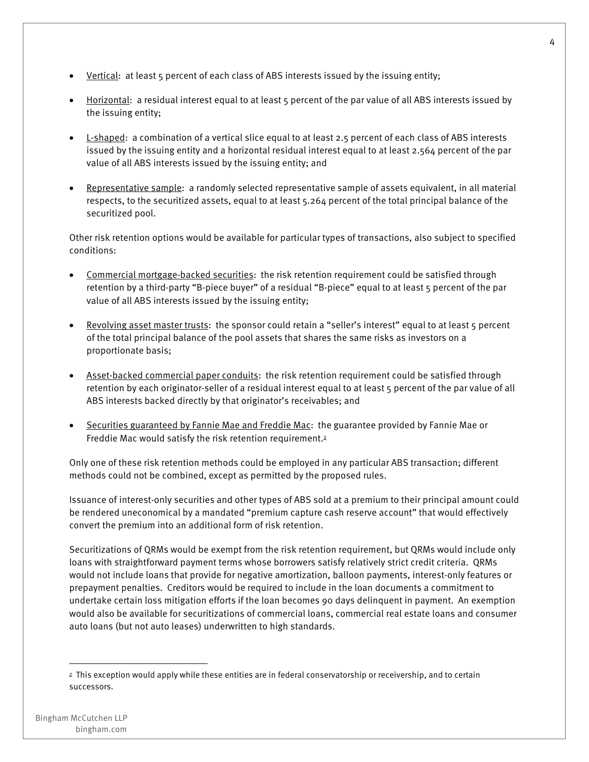- Vertical: at least 5 percent of each class of ABS interests issued by the issuing entity;
- Horizontal: a residual interest equal to at least 5 percent of the par value of all ABS interests issued by the issuing entity;
- L-shaped: a combination of a vertical slice equal to at least 2.5 percent of each class of ABS interests issued by the issuing entity and a horizontal residual interest equal to at least 2.564 percent of the par value of all ABS interests issued by the issuing entity; and
- Representative sample: a randomly selected representative sample of assets equivalent, in all material respects, to the securitized assets, equal to at least 5.264 percent of the total principal balance of the securitized pool.

Other risk retention options would be available for particular types of transactions, also subject to specified conditions:

- Commercial mortgage-backed securities: the risk retention requirement could be satisfied through retention by a third-party "B-piece buyer" of a residual "B-piece" equal to at least 5 percent of the par value of all ABS interests issued by the issuing entity;
- Revolving asset master trusts: the sponsor could retain a "seller's interest" equal to at least 5 percent of the total principal balance of the pool assets that shares the same risks as investors on a proportionate basis;
- Asset-backed commercial paper conduits: the risk retention requirement could be satisfied through retention by each originator-seller of a residual interest equal to at least 5 percent of the par value of all ABS interests backed directly by that originator's receivables; and
- Securities guaranteed by Fannie Mae and Freddie Mac: the guarantee provided by Fannie Mae or Freddie Mac would satisfy the risk retention requirement.[2]

Only one of these risk retention methods could be employed in any particular ABS transaction; different methods could not be combined, except as permitted by the proposed rules.

Issuance of interest-only securities and other types of ABS sold at a premium to their principal amount could be rendered uneconomical by a mandated "premium capture cash reserve account" that would effectively convert the premium into an additional form of risk retention.

Securitizations of QRMs would be exempt from the risk retention requirement, but QRMs would include only loans with straightforward payment terms whose borrowers satisfy relatively strict credit criteria. QRMs would not include loans that provide for negative amortization, balloon payments, interest-only features or prepayment penalties. Creditors would be required to include in the loan documents a commitment to undertake certain loss mitigation efforts if the loan becomes 90 days delinquent in payment. An exemption would also be available for securitizations of commercial loans, commercial real estate loans and consumer auto loans (but not auto leases) underwritten to high standards.

---

[2] This exception would apply while these entities are in federal conservatorship or receivership, and to certain successors.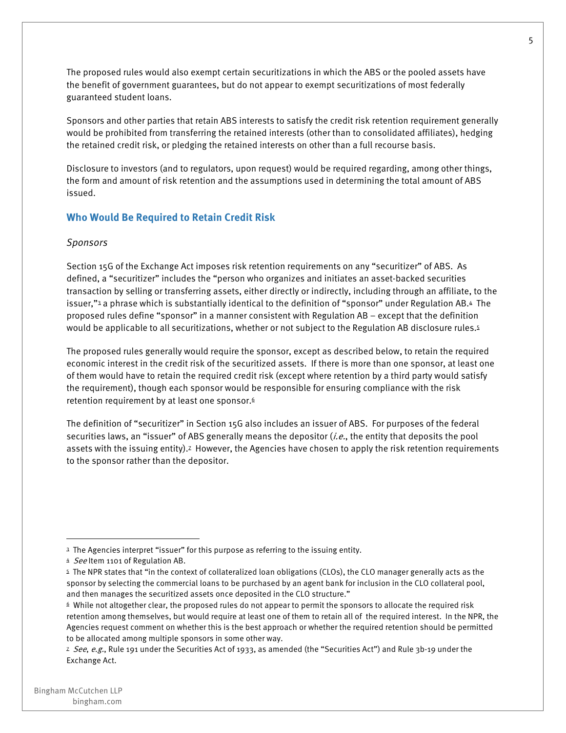The proposed rules would also exempt certain securitizations in which the ABS or the pooled assets have the benefit of government guarantees, but do not appear to exempt securitizations of most federally guaranteed student loans.

Sponsors and other parties that retain ABS interests to satisfy the credit risk retention requirement generally would be prohibited from transferring the retained interests (other than to consolidated affiliates), hedging the retained credit risk, or pledging the retained interests on other than a full recourse basis.

Disclosure to investors (and to regulators, upon request) would be required regarding, among other things, the form and amount of risk retention and the assumptions used in determining the total amount of ABS issued.

## Who Would Be Required to Retain Credit Risk

*Sponsors*

Section 15G of the Exchange Act imposes risk retention requirements on any "securitizer" of ABS. As defined, a "securitizer" includes the "person who organizes and initiates an asset-backed securities transaction by selling or transferring assets, either directly or indirectly, including through an affiliate, to the issuer,"[3] a phrase which is substantially identical to the definition of "sponsor" under Regulation AB.[4] The proposed rules define "sponsor" in a manner consistent with Regulation AB – except that the definition would be applicable to all securitizations, whether or not subject to the Regulation AB disclosure rules.[5]

The proposed rules generally would require the sponsor, except as described below, to retain the required economic interest in the credit risk of the securitized assets. If there is more than one sponsor, at least one of them would have to retain the required credit risk (except where retention by a third party would satisfy the requirement), though each sponsor would be responsible for ensuring compliance with the risk retention requirement by at least one sponsor.[6]

The definition of "securitizer" in Section 15G also includes an issuer of ABS. For purposes of the federal securities laws, an "issuer" of ABS generally means the depositor (*i.e.*, the entity that deposits the pool assets with the issuing entity).[7] However, the Agencies have chosen to apply the risk retention requirements to the sponsor rather than the depositor.

---

[3] The Agencies interpret "issuer" for this purpose as referring to the issuing entity.

[4] *See* Item 1101 of Regulation AB.

[5] The NPR states that "in the context of collateralized loan obligations (CLOs), the CLO manager generally acts as the sponsor by selecting the commercial loans to be purchased by an agent bank for inclusion in the CLO collateral pool, and then manages the securitized assets once deposited in the CLO structure."

[6] While not altogether clear, the proposed rules do not appear to permit the sponsors to allocate the required risk retention among themselves, but would require at least one of them to retain all of the required interest. In the NPR, the Agencies request comment on whether this is the best approach or whether the required retention should be permitted to be allocated among multiple sponsors in some other way.

[7] *See*, *e.g.*, Rule 191 under the Securities Act of 1933, as amended (the "Securities Act") and Rule 3b-19 under the Exchange Act.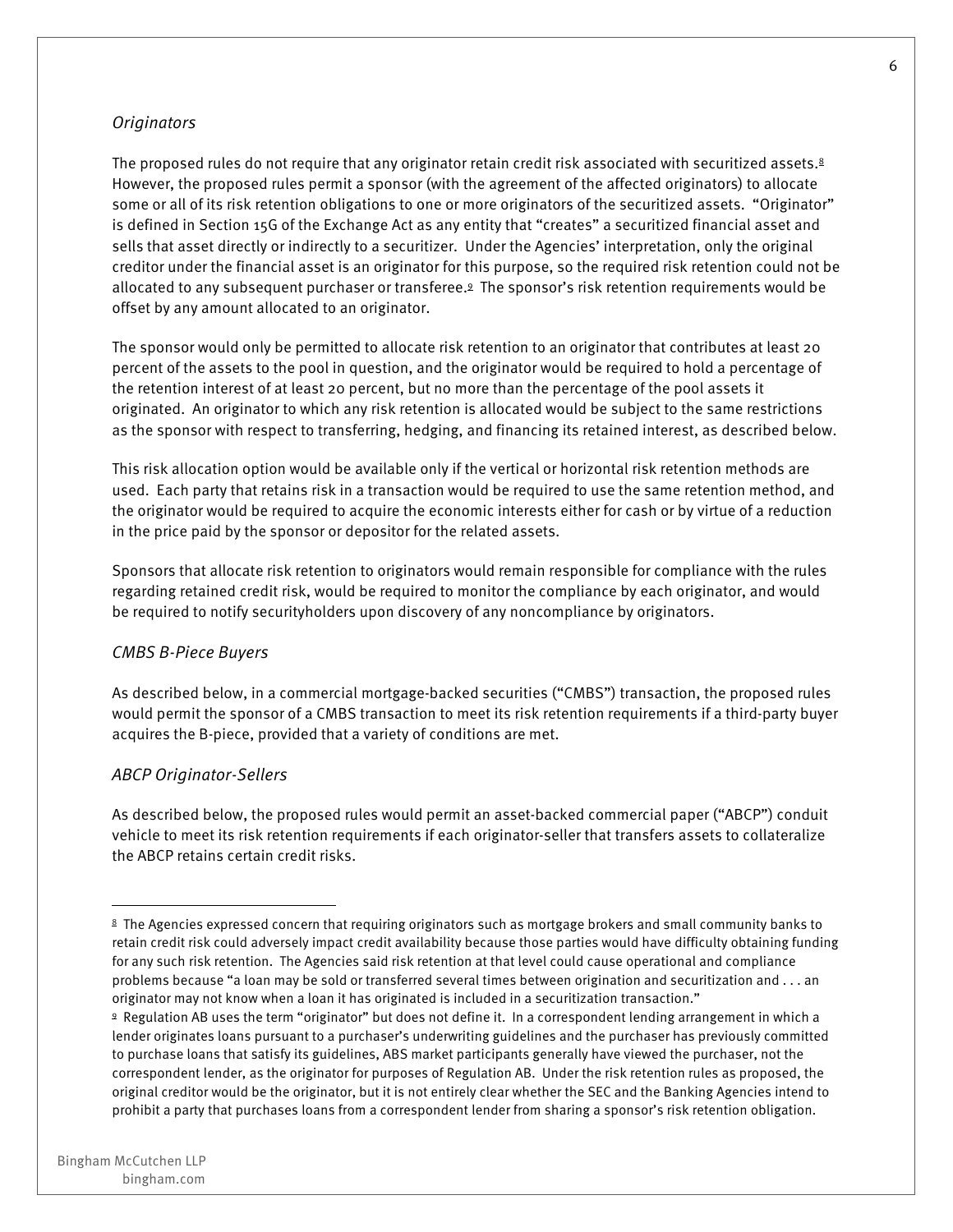*Originators*

The proposed rules do not require that any originator retain credit risk associated with securitized assets.[8] However, the proposed rules permit a sponsor (with the agreement of the affected originators) to allocate some or all of its risk retention obligations to one or more originators of the securitized assets. "Originator" is defined in Section 15G of the Exchange Act as any entity that "creates" a securitized financial asset and sells that asset directly or indirectly to a securitizer. Under the Agencies' interpretation, only the original creditor under the financial asset is an originator for this purpose, so the required risk retention could not be allocated to any subsequent purchaser or transferee.[9] The sponsor's risk retention requirements would be offset by any amount allocated to an originator.

The sponsor would only be permitted to allocate risk retention to an originator that contributes at least 20 percent of the assets to the pool in question, and the originator would be required to hold a percentage of the retention interest of at least 20 percent, but no more than the percentage of the pool assets it originated. An originator to which any risk retention is allocated would be subject to the same restrictions as the sponsor with respect to transferring, hedging, and financing its retained interest, as described below.

This risk allocation option would be available only if the vertical or horizontal risk retention methods are used. Each party that retains risk in a transaction would be required to use the same retention method, and the originator would be required to acquire the economic interests either for cash or by virtue of a reduction in the price paid by the sponsor or depositor for the related assets.

Sponsors that allocate risk retention to originators would remain responsible for compliance with the rules regarding retained credit risk, would be required to monitor the compliance by each originator, and would be required to notify securityholders upon discovery of any noncompliance by originators.

*CMBS B-Piece Buyers*

As described below, in a commercial mortgage-backed securities ("CMBS") transaction, the proposed rules would permit the sponsor of a CMBS transaction to meet its risk retention requirements if a third-party buyer acquires the B-piece, provided that a variety of conditions are met.

*ABCP Originator-Sellers*

As described below, the proposed rules would permit an asset-backed commercial paper ("ABCP") conduit vehicle to meet its risk retention requirements if each originator-seller that transfers assets to collateralize the ABCP retains certain credit risks.

---

[8] The Agencies expressed concern that requiring originators such as mortgage brokers and small community banks to retain credit risk could adversely impact credit availability because those parties would have difficulty obtaining funding for any such risk retention. The Agencies said risk retention at that level could cause operational and compliance problems because "a loan may be sold or transferred several times between origination and securitization and . . . an originator may not know when a loan it has originated is included in a securitization transaction."

[9] Regulation AB uses the term "originator" but does not define it. In a correspondent lending arrangement in which a lender originates loans pursuant to a purchaser's underwriting guidelines and the purchaser has previously committed to purchase loans that satisfy its guidelines, ABS market participants generally have viewed the purchaser, not the correspondent lender, as the originator for purposes of Regulation AB. Under the risk retention rules as proposed, the original creditor would be the originator, but it is not entirely clear whether the SEC and the Banking Agencies intend to prohibit a party that purchases loans from a correspondent lender from sharing a sponsor's risk retention obligation.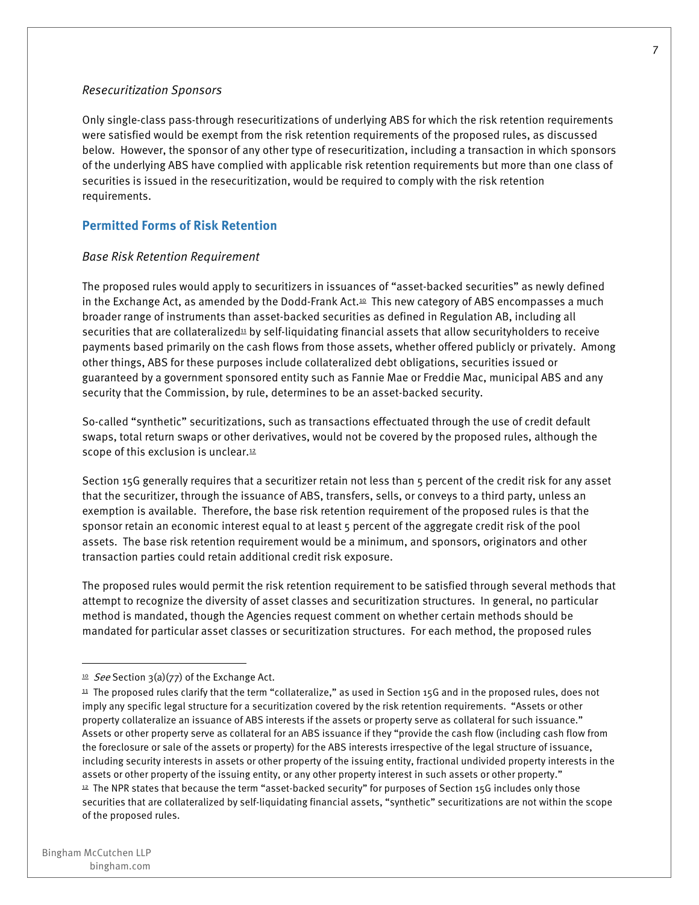*Resecuritization Sponsors*

Only single-class pass-through resecuritizations of underlying ABS for which the risk retention requirements were satisfied would be exempt from the risk retention requirements of the proposed rules, as discussed below. However, the sponsor of any other type of resecuritization, including a transaction in which sponsors of the underlying ABS have complied with applicable risk retention requirements but more than one class of securities is issued in the resecuritization, would be required to comply with the risk retention requirements.

## Permitted Forms of Risk Retention

*Base Risk Retention Requirement*

The proposed rules would apply to securitizers in issuances of "asset-backed securities" as newly defined in the Exchange Act, as amended by the Dodd-Frank Act.[10] This new category of ABS encompasses a much broader range of instruments than asset-backed securities as defined in Regulation AB, including all securities that are collateralized[11] by self-liquidating financial assets that allow securityholders to receive payments based primarily on the cash flows from those assets, whether offered publicly or privately. Among other things, ABS for these purposes include collateralized debt obligations, securities issued or guaranteed by a government sponsored entity such as Fannie Mae or Freddie Mac, municipal ABS and any security that the Commission, by rule, determines to be an asset-backed security.

So-called "synthetic" securitizations, such as transactions effectuated through the use of credit default swaps, total return swaps or other derivatives, would not be covered by the proposed rules, although the scope of this exclusion is unclear.[12]

Section 15G generally requires that a securitizer retain not less than 5 percent of the credit risk for any asset that the securitizer, through the issuance of ABS, transfers, sells, or conveys to a third party, unless an exemption is available. Therefore, the base risk retention requirement of the proposed rules is that the sponsor retain an economic interest equal to at least 5 percent of the aggregate credit risk of the pool assets. The base risk retention requirement would be a minimum, and sponsors, originators and other transaction parties could retain additional credit risk exposure.

The proposed rules would permit the risk retention requirement to be satisfied through several methods that attempt to recognize the diversity of asset classes and securitization structures. In general, no particular method is mandated, though the Agencies request comment on whether certain methods should be mandated for particular asset classes or securitization structures. For each method, the proposed rules

---

[10] *See* Section 3(a)(77) of the Exchange Act.

[11] The proposed rules clarify that the term "collateralize," as used in Section 15G and in the proposed rules, does not imply any specific legal structure for a securitization covered by the risk retention requirements. "Assets or other property collateralize an issuance of ABS interests if the assets or property serve as collateral for such issuance." Assets or other property serve as collateral for an ABS issuance if they "provide the cash flow (including cash flow from the foreclosure or sale of the assets or property) for the ABS interests irrespective of the legal structure of issuance, including security interests in assets or other property of the issuing entity, fractional undivided property interests in the assets or other property of the issuing entity, or any other property interest in such assets or other property."

[12] The NPR states that because the term "asset-backed security" for purposes of Section 15G includes only those securities that are collateralized by self-liquidating financial assets, "synthetic" securitizations are not within the scope of the proposed rules.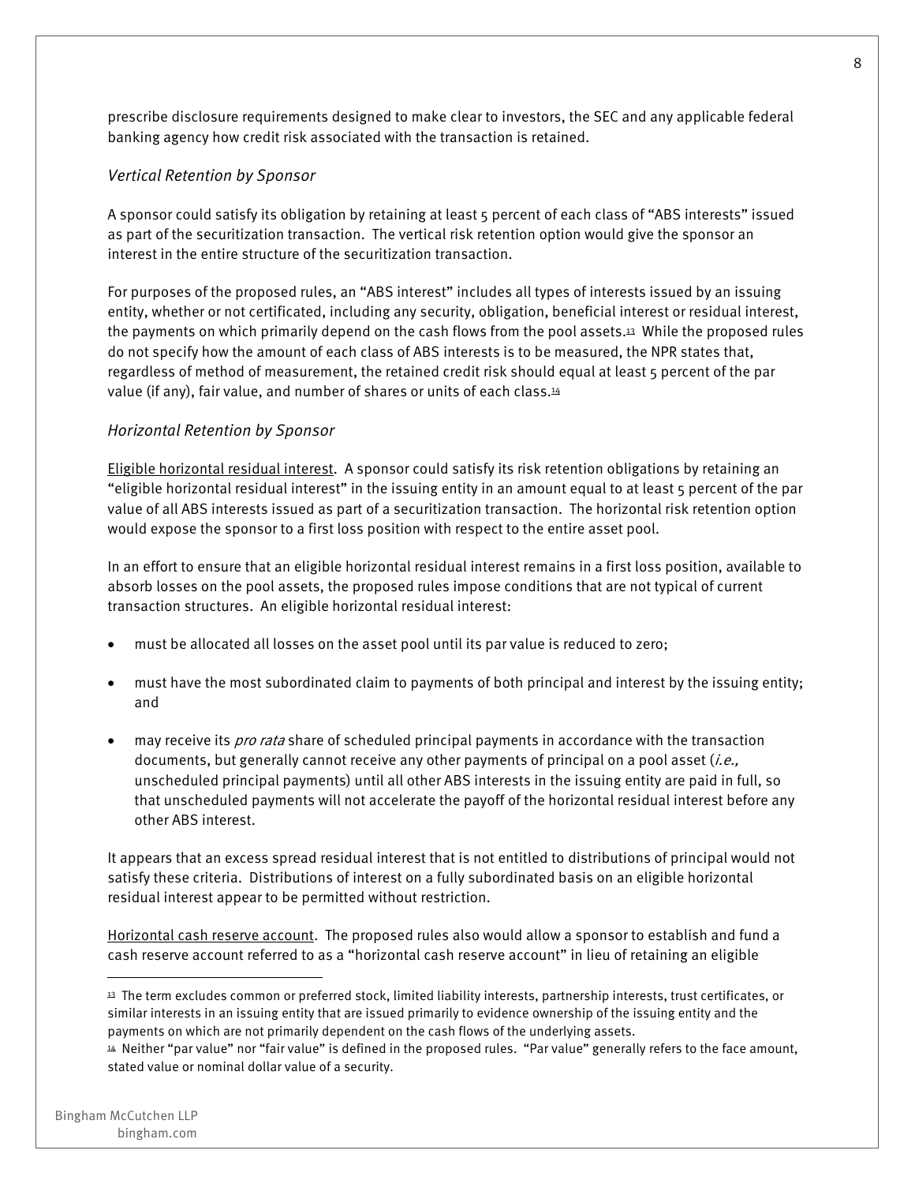prescribe disclosure requirements designed to make clear to investors, the SEC and any applicable federal banking agency how credit risk associated with the transaction is retained.

*Vertical Retention by Sponsor*

A sponsor could satisfy its obligation by retaining at least 5 percent of each class of "ABS interests" issued as part of the securitization transaction. The vertical risk retention option would give the sponsor an interest in the entire structure of the securitization transaction.

For purposes of the proposed rules, an "ABS interest" includes all types of interests issued by an issuing entity, whether or not certificated, including any security, obligation, beneficial interest or residual interest, the payments on which primarily depend on the cash flows from the pool assets.[13] While the proposed rules do not specify how the amount of each class of ABS interests is to be measured, the NPR states that, regardless of method of measurement, the retained credit risk should equal at least 5 percent of the par value (if any), fair value, and number of shares or units of each class.[14]

*Horizontal Retention by Sponsor*

Eligible horizontal residual interest. A sponsor could satisfy its risk retention obligations by retaining an "eligible horizontal residual interest" in the issuing entity in an amount equal to at least 5 percent of the par value of all ABS interests issued as part of a securitization transaction. The horizontal risk retention option would expose the sponsor to a first loss position with respect to the entire asset pool.

In an effort to ensure that an eligible horizontal residual interest remains in a first loss position, available to absorb losses on the pool assets, the proposed rules impose conditions that are not typical of current transaction structures. An eligible horizontal residual interest:

- must be allocated all losses on the asset pool until its par value is reduced to zero;
- must have the most subordinated claim to payments of both principal and interest by the issuing entity; and
- may receive its *pro rata* share of scheduled principal payments in accordance with the transaction documents, but generally cannot receive any other payments of principal on a pool asset (*i.e.,* unscheduled principal payments) until all other ABS interests in the issuing entity are paid in full, so that unscheduled payments will not accelerate the payoff of the horizontal residual interest before any other ABS interest.

It appears that an excess spread residual interest that is not entitled to distributions of principal would not satisfy these criteria. Distributions of interest on a fully subordinated basis on an eligible horizontal residual interest appear to be permitted without restriction.

Horizontal cash reserve account. The proposed rules also would allow a sponsor to establish and fund a cash reserve account referred to as a "horizontal cash reserve account" in lieu of retaining an eligible

---

[13] The term excludes common or preferred stock, limited liability interests, partnership interests, trust certificates, or similar interests in an issuing entity that are issued primarily to evidence ownership of the issuing entity and the payments on which are not primarily dependent on the cash flows of the underlying assets.

[14] Neither "par value" nor "fair value" is defined in the proposed rules. "Par value" generally refers to the face amount, stated value or nominal dollar value of a security.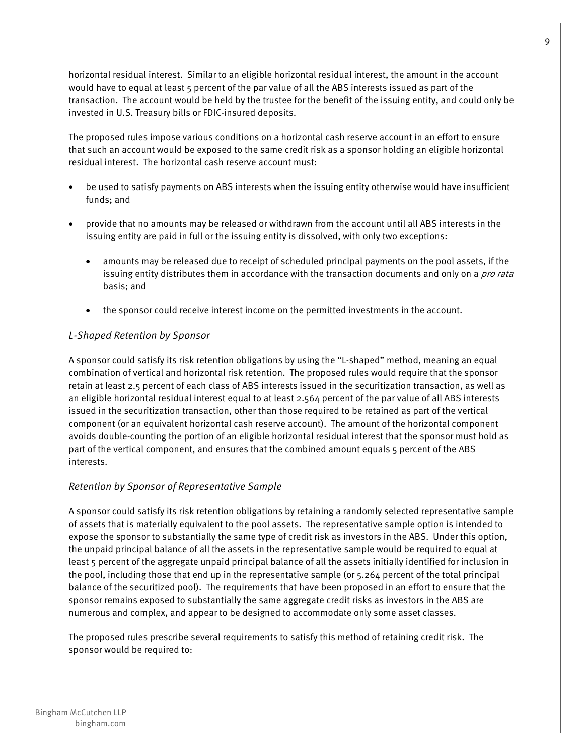horizontal residual interest. Similar to an eligible horizontal residual interest, the amount in the account would have to equal at least 5 percent of the par value of all the ABS interests issued as part of the transaction. The account would be held by the trustee for the benefit of the issuing entity, and could only be invested in U.S. Treasury bills or FDIC-insured deposits.

The proposed rules impose various conditions on a horizontal cash reserve account in an effort to ensure that such an account would be exposed to the same credit risk as a sponsor holding an eligible horizontal residual interest. The horizontal cash reserve account must:

- be used to satisfy payments on ABS interests when the issuing entity otherwise would have insufficient funds; and
- provide that no amounts may be released or withdrawn from the account until all ABS interests in the issuing entity are paid in full or the issuing entity is dissolved, with only two exceptions:
  - amounts may be released due to receipt of scheduled principal payments on the pool assets, if the issuing entity distributes them in accordance with the transaction documents and only on a *pro rata* basis; and
  - the sponsor could receive interest income on the permitted investments in the account.

### *L-Shaped Retention by Sponsor*

A sponsor could satisfy its risk retention obligations by using the "L-shaped" method, meaning an equal combination of vertical and horizontal risk retention. The proposed rules would require that the sponsor retain at least 2.5 percent of each class of ABS interests issued in the securitization transaction, as well as an eligible horizontal residual interest equal to at least 2.564 percent of the par value of all ABS interests issued in the securitization transaction, other than those required to be retained as part of the vertical component (or an equivalent horizontal cash reserve account). The amount of the horizontal component avoids double-counting the portion of an eligible horizontal residual interest that the sponsor must hold as part of the vertical component, and ensures that the combined amount equals 5 percent of the ABS interests.

### *Retention by Sponsor of Representative Sample*

A sponsor could satisfy its risk retention obligations by retaining a randomly selected representative sample of assets that is materially equivalent to the pool assets. The representative sample option is intended to expose the sponsor to substantially the same type of credit risk as investors in the ABS. Under this option, the unpaid principal balance of all the assets in the representative sample would be required to equal at least 5 percent of the aggregate unpaid principal balance of all the assets initially identified for inclusion in the pool, including those that end up in the representative sample (or 5.264 percent of the total principal balance of the securitized pool). The requirements that have been proposed in an effort to ensure that the sponsor remains exposed to substantially the same aggregate credit risks as investors in the ABS are numerous and complex, and appear to be designed to accommodate only some asset classes.

The proposed rules prescribe several requirements to satisfy this method of retaining credit risk. The sponsor would be required to: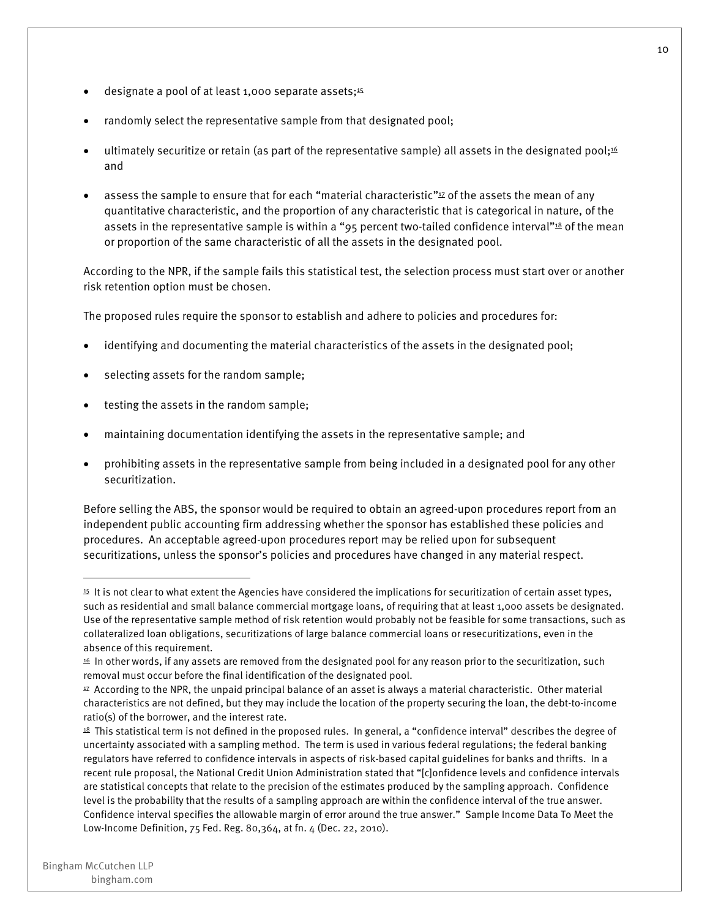- designate a pool of at least 1,000 separate assets;[15]
- randomly select the representative sample from that designated pool;
- ultimately securitize or retain (as part of the representative sample) all assets in the designated pool;[16] and
- assess the sample to ensure that for each "material characteristic"[17] of the assets the mean of any quantitative characteristic, and the proportion of any characteristic that is categorical in nature, of the assets in the representative sample is within a "95 percent two-tailed confidence interval"[18] of the mean or proportion of the same characteristic of all the assets in the designated pool.

According to the NPR, if the sample fails this statistical test, the selection process must start over or another risk retention option must be chosen.

The proposed rules require the sponsor to establish and adhere to policies and procedures for:

- identifying and documenting the material characteristics of the assets in the designated pool;
- selecting assets for the random sample;
- testing the assets in the random sample;
- maintaining documentation identifying the assets in the representative sample; and
- prohibiting assets in the representative sample from being included in a designated pool for any other securitization.

Before selling the ABS, the sponsor would be required to obtain an agreed-upon procedures report from an independent public accounting firm addressing whether the sponsor has established these policies and procedures. An acceptable agreed-upon procedures report may be relied upon for subsequent securitizations, unless the sponsor's policies and procedures have changed in any material respect.

---

[15] It is not clear to what extent the Agencies have considered the implications for securitization of certain asset types, such as residential and small balance commercial mortgage loans, of requiring that at least 1,000 assets be designated. Use of the representative sample method of risk retention would probably not be feasible for some transactions, such as collateralized loan obligations, securitizations of large balance commercial loans or resecuritizations, even in the absence of this requirement.

[16] In other words, if any assets are removed from the designated pool for any reason prior to the securitization, such removal must occur before the final identification of the designated pool.

[17] According to the NPR, the unpaid principal balance of an asset is always a material characteristic. Other material characteristics are not defined, but they may include the location of the property securing the loan, the debt-to-income ratio(s) of the borrower, and the interest rate.

[18] This statistical term is not defined in the proposed rules. In general, a "confidence interval" describes the degree of uncertainty associated with a sampling method. The term is used in various federal regulations; the federal banking regulators have referred to confidence intervals in aspects of risk-based capital guidelines for banks and thrifts. In a recent rule proposal, the National Credit Union Administration stated that "[c]onfidence levels and confidence intervals are statistical concepts that relate to the precision of the estimates produced by the sampling approach. Confidence level is the probability that the results of a sampling approach are within the confidence interval of the true answer. Confidence interval specifies the allowable margin of error around the true answer." Sample Income Data To Meet the Low-Income Definition, 75 Fed. Reg. 80,364, at fn. 4 (Dec. 22, 2010).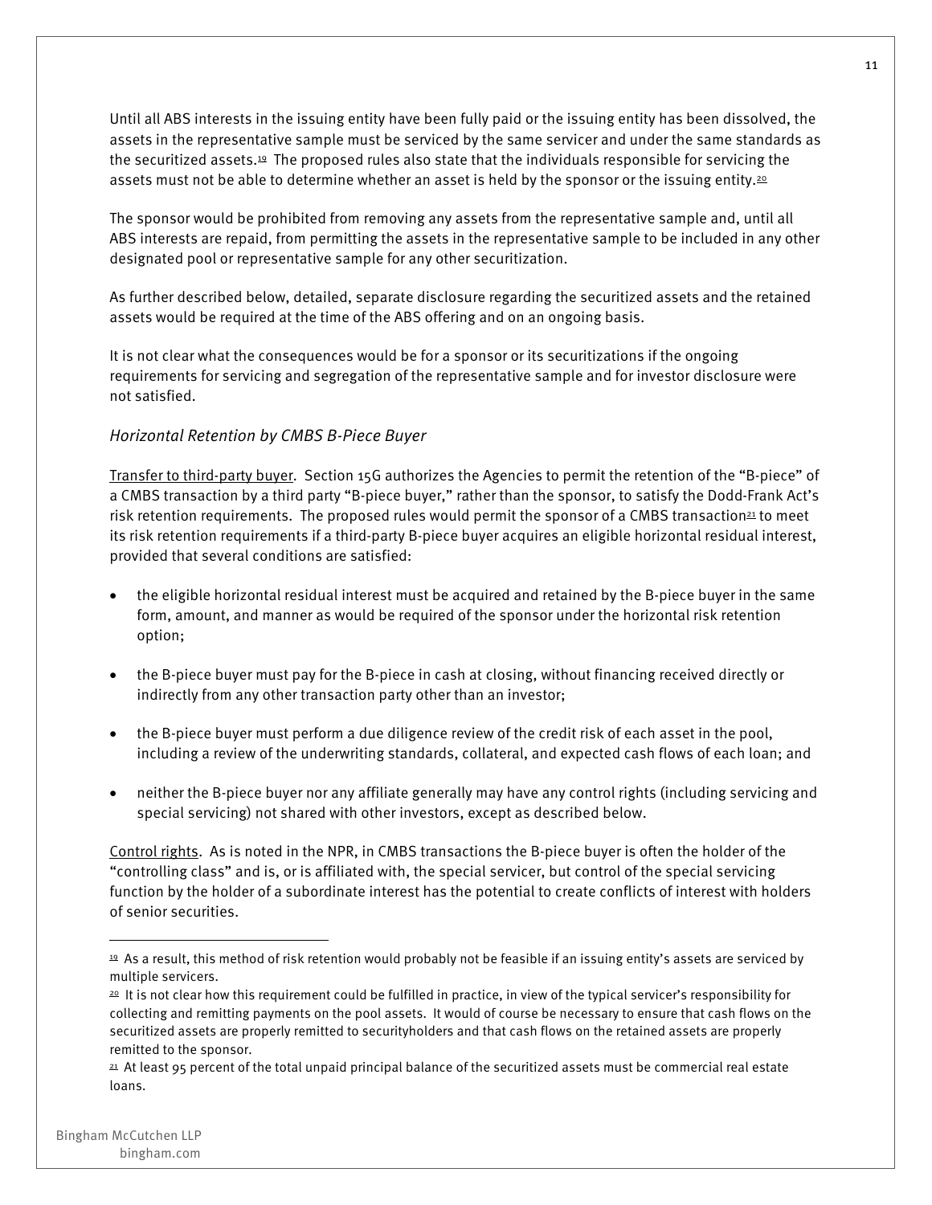Until all ABS interests in the issuing entity have been fully paid or the issuing entity has been dissolved, the assets in the representative sample must be serviced by the same servicer and under the same standards as the securitized assets.[19] The proposed rules also state that the individuals responsible for servicing the assets must not be able to determine whether an asset is held by the sponsor or the issuing entity.[20]

The sponsor would be prohibited from removing any assets from the representative sample and, until all ABS interests are repaid, from permitting the assets in the representative sample to be included in any other designated pool or representative sample for any other securitization.

As further described below, detailed, separate disclosure regarding the securitized assets and the retained assets would be required at the time of the ABS offering and on an ongoing basis.

It is not clear what the consequences would be for a sponsor or its securitizations if the ongoing requirements for servicing and segregation of the representative sample and for investor disclosure were not satisfied.

### *Horizontal Retention by CMBS B-Piece Buyer*

Transfer to third-party buyer. Section 15G authorizes the Agencies to permit the retention of the "B-piece" of a CMBS transaction by a third party "B-piece buyer," rather than the sponsor, to satisfy the Dodd-Frank Act's risk retention requirements. The proposed rules would permit the sponsor of a CMBS transaction[21] to meet its risk retention requirements if a third-party B-piece buyer acquires an eligible horizontal residual interest, provided that several conditions are satisfied:

- the eligible horizontal residual interest must be acquired and retained by the B-piece buyer in the same form, amount, and manner as would be required of the sponsor under the horizontal risk retention option;
- the B-piece buyer must pay for the B-piece in cash at closing, without financing received directly or indirectly from any other transaction party other than an investor;
- the B-piece buyer must perform a due diligence review of the credit risk of each asset in the pool, including a review of the underwriting standards, collateral, and expected cash flows of each loan; and
- neither the B-piece buyer nor any affiliate generally may have any control rights (including servicing and special servicing) not shared with other investors, except as described below.

Control rights. As is noted in the NPR, in CMBS transactions the B-piece buyer is often the holder of the "controlling class" and is, or is affiliated with, the special servicer, but control of the special servicing function by the holder of a subordinate interest has the potential to create conflicts of interest with holders of senior securities.

---

[19] As a result, this method of risk retention would probably not be feasible if an issuing entity's assets are serviced by multiple servicers.

[20] It is not clear how this requirement could be fulfilled in practice, in view of the typical servicer's responsibility for collecting and remitting payments on the pool assets. It would of course be necessary to ensure that cash flows on the securitized assets are properly remitted to securityholders and that cash flows on the retained assets are properly remitted to the sponsor.

[21] At least 95 percent of the total unpaid principal balance of the securitized assets must be commercial real estate loans.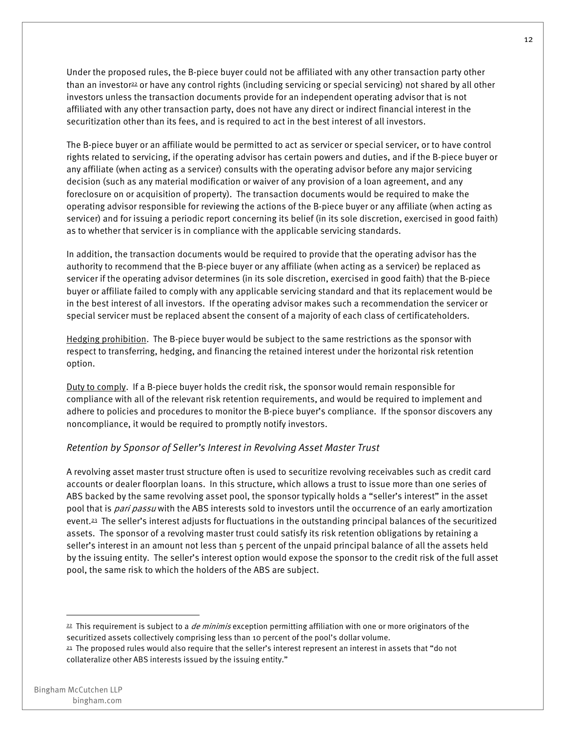Under the proposed rules, the B-piece buyer could not be affiliated with any other transaction party other than an investor[22] or have any control rights (including servicing or special servicing) not shared by all other investors unless the transaction documents provide for an independent operating advisor that is not affiliated with any other transaction party, does not have any direct or indirect financial interest in the securitization other than its fees, and is required to act in the best interest of all investors.

The B-piece buyer or an affiliate would be permitted to act as servicer or special servicer, or to have control rights related to servicing, if the operating advisor has certain powers and duties, and if the B-piece buyer or any affiliate (when acting as a servicer) consults with the operating advisor before any major servicing decision (such as any material modification or waiver of any provision of a loan agreement, and any foreclosure on or acquisition of property). The transaction documents would be required to make the operating advisor responsible for reviewing the actions of the B-piece buyer or any affiliate (when acting as servicer) and for issuing a periodic report concerning its belief (in its sole discretion, exercised in good faith) as to whether that servicer is in compliance with the applicable servicing standards.

In addition, the transaction documents would be required to provide that the operating advisor has the authority to recommend that the B-piece buyer or any affiliate (when acting as a servicer) be replaced as servicer if the operating advisor determines (in its sole discretion, exercised in good faith) that the B-piece buyer or affiliate failed to comply with any applicable servicing standard and that its replacement would be in the best interest of all investors. If the operating advisor makes such a recommendation the servicer or special servicer must be replaced absent the consent of a majority of each class of certificateholders.

Hedging prohibition. The B-piece buyer would be subject to the same restrictions as the sponsor with respect to transferring, hedging, and financing the retained interest under the horizontal risk retention option.

Duty to comply. If a B-piece buyer holds the credit risk, the sponsor would remain responsible for compliance with all of the relevant risk retention requirements, and would be required to implement and adhere to policies and procedures to monitor the B-piece buyer's compliance. If the sponsor discovers any noncompliance, it would be required to promptly notify investors.

*Retention by Sponsor of Seller's Interest in Revolving Asset Master Trust*

A revolving asset master trust structure often is used to securitize revolving receivables such as credit card accounts or dealer floorplan loans. In this structure, which allows a trust to issue more than one series of ABS backed by the same revolving asset pool, the sponsor typically holds a "seller's interest" in the asset pool that is *pari passu* with the ABS interests sold to investors until the occurrence of an early amortization event.[23] The seller's interest adjusts for fluctuations in the outstanding principal balances of the securitized assets. The sponsor of a revolving master trust could satisfy its risk retention obligations by retaining a seller's interest in an amount not less than 5 percent of the unpaid principal balance of all the assets held by the issuing entity. The seller's interest option would expose the sponsor to the credit risk of the full asset pool, the same risk to which the holders of the ABS are subject.

---

[22] This requirement is subject to a *de minimis* exception permitting affiliation with one or more originators of the securitized assets collectively comprising less than 10 percent of the pool's dollar volume.

[23] The proposed rules would also require that the seller's interest represent an interest in assets that "do not collateralize other ABS interests issued by the issuing entity."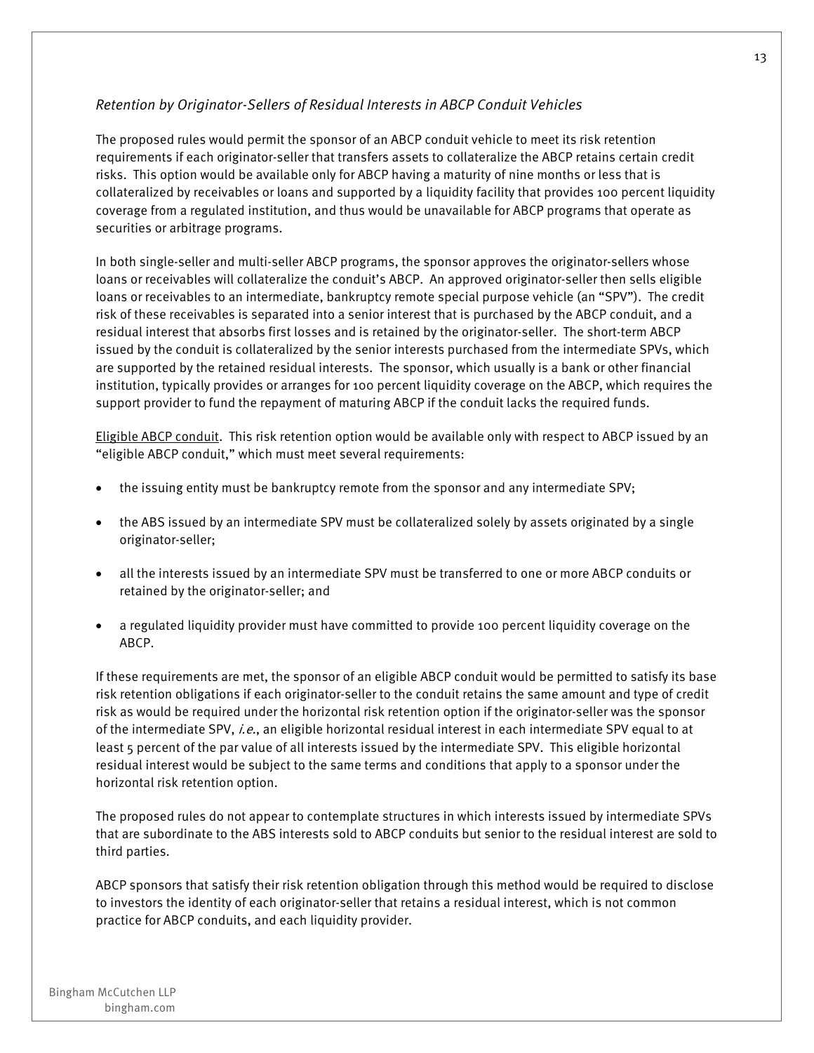*Retention by Originator-Sellers of Residual Interests in ABCP Conduit Vehicles*

The proposed rules would permit the sponsor of an ABCP conduit vehicle to meet its risk retention requirements if each originator-seller that transfers assets to collateralize the ABCP retains certain credit risks. This option would be available only for ABCP having a maturity of nine months or less that is collateralized by receivables or loans and supported by a liquidity facility that provides 100 percent liquidity coverage from a regulated institution, and thus would be unavailable for ABCP programs that operate as securities or arbitrage programs.

In both single-seller and multi-seller ABCP programs, the sponsor approves the originator-sellers whose loans or receivables will collateralize the conduit's ABCP. An approved originator-seller then sells eligible loans or receivables to an intermediate, bankruptcy remote special purpose vehicle (an "SPV"). The credit risk of these receivables is separated into a senior interest that is purchased by the ABCP conduit, and a residual interest that absorbs first losses and is retained by the originator-seller. The short-term ABCP issued by the conduit is collateralized by the senior interests purchased from the intermediate SPVs, which are supported by the retained residual interests. The sponsor, which usually is a bank or other financial institution, typically provides or arranges for 100 percent liquidity coverage on the ABCP, which requires the support provider to fund the repayment of maturing ABCP if the conduit lacks the required funds.

<u>Eligible ABCP conduit</u>. This risk retention option would be available only with respect to ABCP issued by an "eligible ABCP conduit," which must meet several requirements:

- the issuing entity must be bankruptcy remote from the sponsor and any intermediate SPV;
- the ABS issued by an intermediate SPV must be collateralized solely by assets originated by a single originator-seller;
- all the interests issued by an intermediate SPV must be transferred to one or more ABCP conduits or retained by the originator-seller; and
- a regulated liquidity provider must have committed to provide 100 percent liquidity coverage on the ABCP.

If these requirements are met, the sponsor of an eligible ABCP conduit would be permitted to satisfy its base risk retention obligations if each originator-seller to the conduit retains the same amount and type of credit risk as would be required under the horizontal risk retention option if the originator-seller was the sponsor of the intermediate SPV, *i.e.*, an eligible horizontal residual interest in each intermediate SPV equal to at least 5 percent of the par value of all interests issued by the intermediate SPV. This eligible horizontal residual interest would be subject to the same terms and conditions that apply to a sponsor under the horizontal risk retention option.

The proposed rules do not appear to contemplate structures in which interests issued by intermediate SPVs that are subordinate to the ABS interests sold to ABCP conduits but senior to the residual interest are sold to third parties.

ABCP sponsors that satisfy their risk retention obligation through this method would be required to disclose to investors the identity of each originator-seller that retains a residual interest, which is not common practice for ABCP conduits, and each liquidity provider.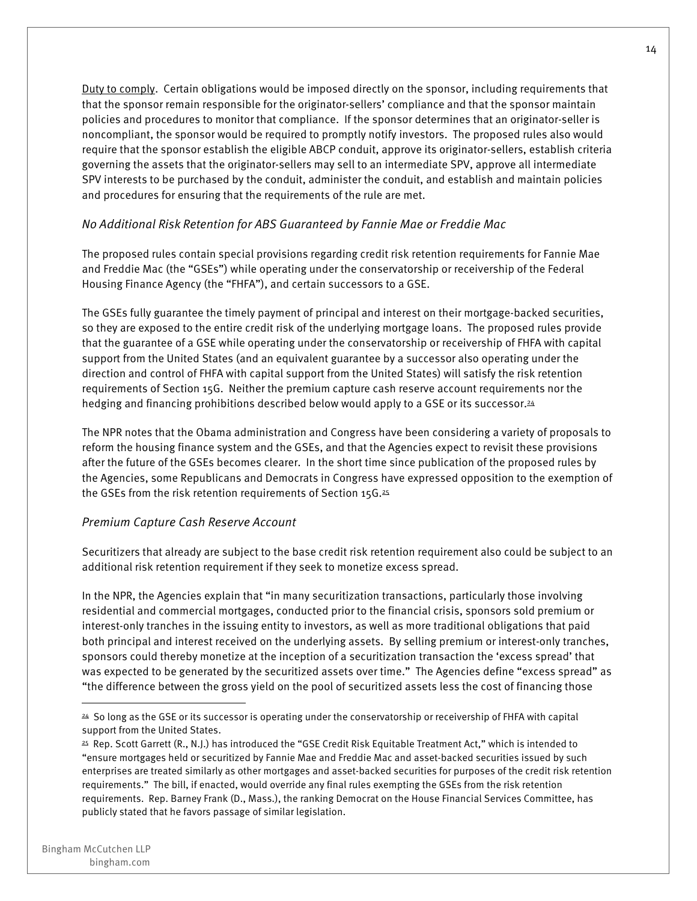Duty to comply. Certain obligations would be imposed directly on the sponsor, including requirements that that the sponsor remain responsible for the originator-sellers' compliance and that the sponsor maintain policies and procedures to monitor that compliance. If the sponsor determines that an originator-seller is noncompliant, the sponsor would be required to promptly notify investors. The proposed rules also would require that the sponsor establish the eligible ABCP conduit, approve its originator-sellers, establish criteria governing the assets that the originator-sellers may sell to an intermediate SPV, approve all intermediate SPV interests to be purchased by the conduit, administer the conduit, and establish and maintain policies and procedures for ensuring that the requirements of the rule are met.

*No Additional Risk Retention for ABS Guaranteed by Fannie Mae or Freddie Mac*

The proposed rules contain special provisions regarding credit risk retention requirements for Fannie Mae and Freddie Mac (the "GSEs") while operating under the conservatorship or receivership of the Federal Housing Finance Agency (the "FHFA"), and certain successors to a GSE.

The GSEs fully guarantee the timely payment of principal and interest on their mortgage-backed securities, so they are exposed to the entire credit risk of the underlying mortgage loans. The proposed rules provide that the guarantee of a GSE while operating under the conservatorship or receivership of FHFA with capital support from the United States (and an equivalent guarantee by a successor also operating under the direction and control of FHFA with capital support from the United States) will satisfy the risk retention requirements of Section 15G. Neither the premium capture cash reserve account requirements nor the hedging and financing prohibitions described below would apply to a GSE or its successor.[24]

The NPR notes that the Obama administration and Congress have been considering a variety of proposals to reform the housing finance system and the GSEs, and that the Agencies expect to revisit these provisions after the future of the GSEs becomes clearer. In the short time since publication of the proposed rules by the Agencies, some Republicans and Democrats in Congress have expressed opposition to the exemption of the GSEs from the risk retention requirements of Section 15G.[25]

*Premium Capture Cash Reserve Account*

Securitizers that already are subject to the base credit risk retention requirement also could be subject to an additional risk retention requirement if they seek to monetize excess spread.

In the NPR, the Agencies explain that "in many securitization transactions, particularly those involving residential and commercial mortgages, conducted prior to the financial crisis, sponsors sold premium or interest-only tranches in the issuing entity to investors, as well as more traditional obligations that paid both principal and interest received on the underlying assets. By selling premium or interest-only tranches, sponsors could thereby monetize at the inception of a securitization transaction the 'excess spread' that was expected to be generated by the securitized assets over time." The Agencies define "excess spread" as "the difference between the gross yield on the pool of securitized assets less the cost of financing those

---

[24] So long as the GSE or its successor is operating under the conservatorship or receivership of FHFA with capital support from the United States.

[25] Rep. Scott Garrett (R., N.J.) has introduced the "GSE Credit Risk Equitable Treatment Act," which is intended to "ensure mortgages held or securitized by Fannie Mae and Freddie Mac and asset-backed securities issued by such enterprises are treated similarly as other mortgages and asset-backed securities for purposes of the credit risk retention requirements." The bill, if enacted, would override any final rules exempting the GSEs from the risk retention requirements. Rep. Barney Frank (D., Mass.), the ranking Democrat on the House Financial Services Committee, has publicly stated that he favors passage of similar legislation.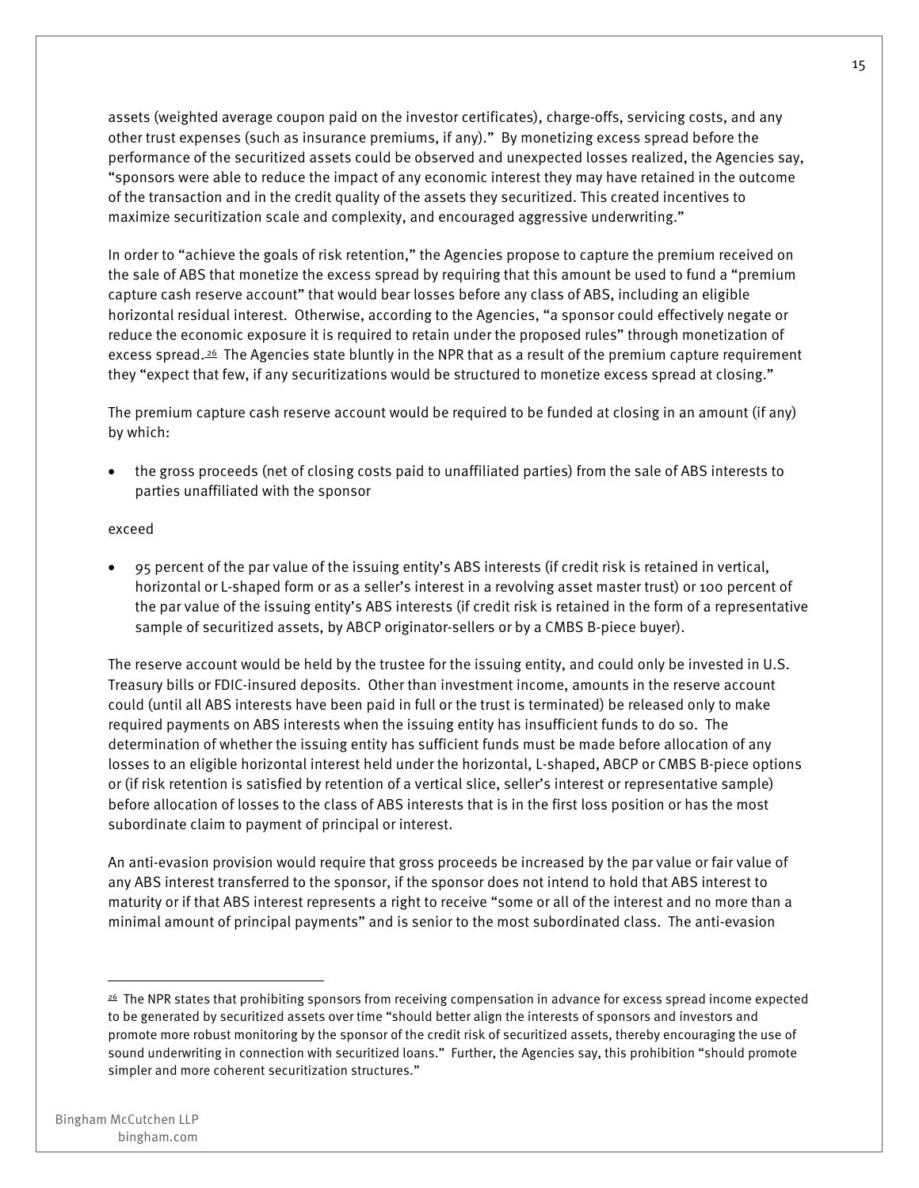assets (weighted average coupon paid on the investor certificates), charge-offs, servicing costs, and any other trust expenses (such as insurance premiums, if any)." By monetizing excess spread before the performance of the securitized assets could be observed and unexpected losses realized, the Agencies say, "sponsors were able to reduce the impact of any economic interest they may have retained in the outcome of the transaction and in the credit quality of the assets they securitized. This created incentives to maximize securitization scale and complexity, and encouraged aggressive underwriting."

In order to "achieve the goals of risk retention," the Agencies propose to capture the premium received on the sale of ABS that monetize the excess spread by requiring that this amount be used to fund a "premium capture cash reserve account" that would bear losses before any class of ABS, including an eligible horizontal residual interest. Otherwise, according to the Agencies, "a sponsor could effectively negate or reduce the economic exposure it is required to retain under the proposed rules" through monetization of excess spread.[26] The Agencies state bluntly in the NPR that as a result of the premium capture requirement they "expect that few, if any securitizations would be structured to monetize excess spread at closing."

The premium capture cash reserve account would be required to be funded at closing in an amount (if any) by which:

- the gross proceeds (net of closing costs paid to unaffiliated parties) from the sale of ABS interests to parties unaffiliated with the sponsor

exceed

- 95 percent of the par value of the issuing entity's ABS interests (if credit risk is retained in vertical, horizontal or L-shaped form or as a seller's interest in a revolving asset master trust) or 100 percent of the par value of the issuing entity's ABS interests (if credit risk is retained in the form of a representative sample of securitized assets, by ABCP originator-sellers or by a CMBS B-piece buyer).

The reserve account would be held by the trustee for the issuing entity, and could only be invested in U.S. Treasury bills or FDIC-insured deposits. Other than investment income, amounts in the reserve account could (until all ABS interests have been paid in full or the trust is terminated) be released only to make required payments on ABS interests when the issuing entity has insufficient funds to do so. The determination of whether the issuing entity has sufficient funds must be made before allocation of any losses to an eligible horizontal interest held under the horizontal, L-shaped, ABCP or CMBS B-piece options or (if risk retention is satisfied by retention of a vertical slice, seller's interest or representative sample) before allocation of losses to the class of ABS interests that is in the first loss position or has the most subordinate claim to payment of principal or interest.

An anti-evasion provision would require that gross proceeds be increased by the par value or fair value of any ABS interest transferred to the sponsor, if the sponsor does not intend to hold that ABS interest to maturity or if that ABS interest represents a right to receive "some or all of the interest and no more than a minimal amount of principal payments" and is senior to the most subordinated class. The anti-evasion

---

[26] The NPR states that prohibiting sponsors from receiving compensation in advance for excess spread income expected to be generated by securitized assets over time "should better align the interests of sponsors and investors and promote more robust monitoring by the sponsor of the credit risk of securitized assets, thereby encouraging the use of sound underwriting in connection with securitized loans." Further, the Agencies say, this prohibition "should promote simpler and more coherent securitization structures."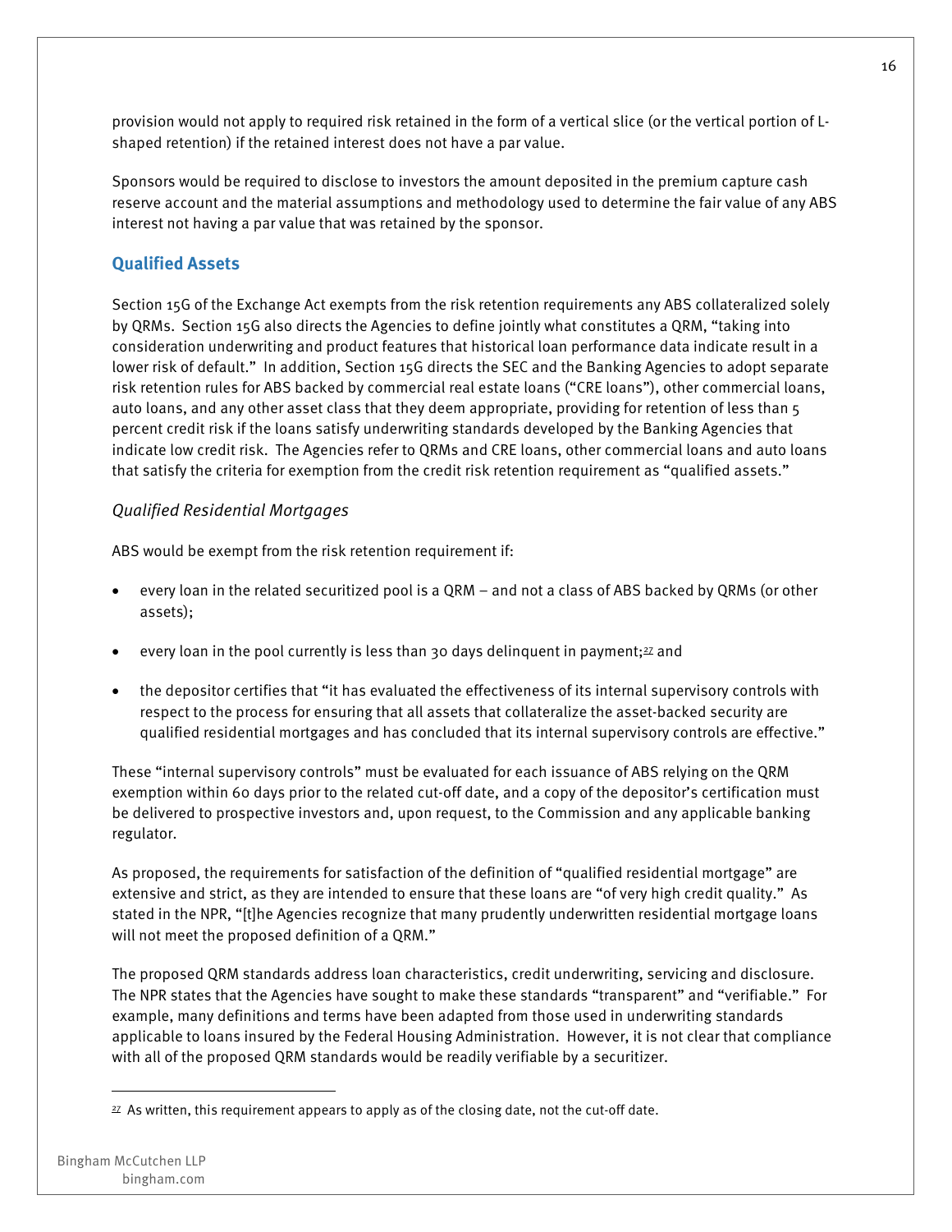provision would not apply to required risk retained in the form of a vertical slice (or the vertical portion of L-shaped retention) if the retained interest does not have a par value.

Sponsors would be required to disclose to investors the amount deposited in the premium capture cash reserve account and the material assumptions and methodology used to determine the fair value of any ABS interest not having a par value that was retained by the sponsor.

## Qualified Assets

Section 15G of the Exchange Act exempts from the risk retention requirements any ABS collateralized solely by QRMs. Section 15G also directs the Agencies to define jointly what constitutes a QRM, "taking into consideration underwriting and product features that historical loan performance data indicate result in a lower risk of default." In addition, Section 15G directs the SEC and the Banking Agencies to adopt separate risk retention rules for ABS backed by commercial real estate loans ("CRE loans"), other commercial loans, auto loans, and any other asset class that they deem appropriate, providing for retention of less than 5 percent credit risk if the loans satisfy underwriting standards developed by the Banking Agencies that indicate low credit risk. The Agencies refer to QRMs and CRE loans, other commercial loans and auto loans that satisfy the criteria for exemption from the credit risk retention requirement as "qualified assets."

### *Qualified Residential Mortgages*

ABS would be exempt from the risk retention requirement if:

- every loan in the related securitized pool is a QRM – and not a class of ABS backed by QRMs (or other assets);
- every loan in the pool currently is less than 30 days delinquent in payment;[27] and
- the depositor certifies that "it has evaluated the effectiveness of its internal supervisory controls with respect to the process for ensuring that all assets that collateralize the asset-backed security are qualified residential mortgages and has concluded that its internal supervisory controls are effective."

These "internal supervisory controls" must be evaluated for each issuance of ABS relying on the QRM exemption within 60 days prior to the related cut-off date, and a copy of the depositor's certification must be delivered to prospective investors and, upon request, to the Commission and any applicable banking regulator.

As proposed, the requirements for satisfaction of the definition of "qualified residential mortgage" are extensive and strict, as they are intended to ensure that these loans are "of very high credit quality." As stated in the NPR, "[t]he Agencies recognize that many prudently underwritten residential mortgage loans will not meet the proposed definition of a QRM."

The proposed QRM standards address loan characteristics, credit underwriting, servicing and disclosure. The NPR states that the Agencies have sought to make these standards "transparent" and "verifiable." For example, many definitions and terms have been adapted from those used in underwriting standards applicable to loans insured by the Federal Housing Administration. However, it is not clear that compliance with all of the proposed QRM standards would be readily verifiable by a securitizer.

---

[27] As written, this requirement appears to apply as of the closing date, not the cut-off date.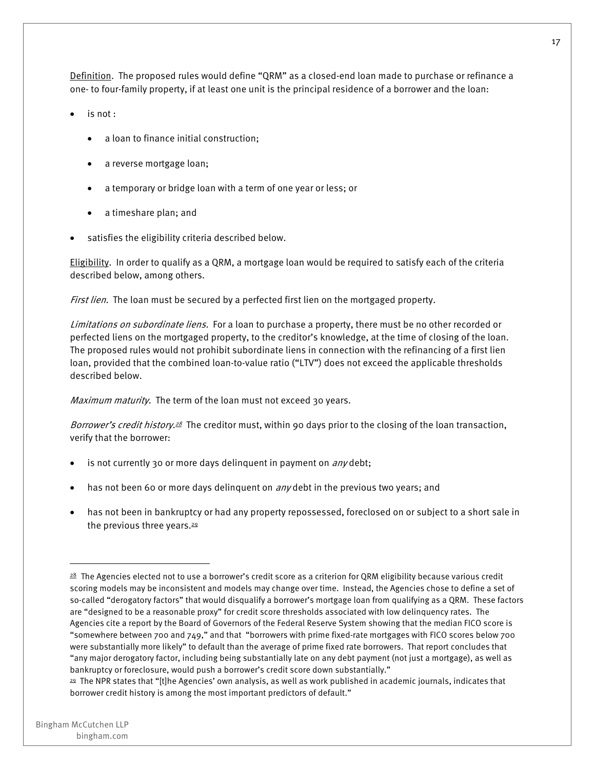Definition. The proposed rules would define "QRM" as a closed-end loan made to purchase or refinance a one- to four-family property, if at least one unit is the principal residence of a borrower and the loan:

- is not :
    - a loan to finance initial construction;
    - a reverse mortgage loan;
    - a temporary or bridge loan with a term of one year or less; or
    - a timeshare plan; and
- satisfies the eligibility criteria described below.

Eligibility. In order to qualify as a QRM, a mortgage loan would be required to satisfy each of the criteria described below, among others.

*First lien.* The loan must be secured by a perfected first lien on the mortgaged property.

*Limitations on subordinate liens.* For a loan to purchase a property, there must be no other recorded or perfected liens on the mortgaged property, to the creditor's knowledge, at the time of closing of the loan. The proposed rules would not prohibit subordinate liens in connection with the refinancing of a first lien loan, provided that the combined loan-to-value ratio ("LTV") does not exceed the applicable thresholds described below.

*Maximum maturity.* The term of the loan must not exceed 30 years.

*Borrower's credit history.*[28] The creditor must, within 90 days prior to the closing of the loan transaction, verify that the borrower:

- is not currently 30 or more days delinquent in payment on *any* debt;
- has not been 60 or more days delinquent on *any* debt in the previous two years; and
- has not been in bankruptcy or had any property repossessed, foreclosed on or subject to a short sale in the previous three years.[29]

---

[28] The Agencies elected not to use a borrower's credit score as a criterion for QRM eligibility because various credit scoring models may be inconsistent and models may change over time. Instead, the Agencies chose to define a set of so-called "derogatory factors" that would disqualify a borrower's mortgage loan from qualifying as a QRM. These factors are "designed to be a reasonable proxy" for credit score thresholds associated with low delinquency rates. The Agencies cite a report by the Board of Governors of the Federal Reserve System showing that the median FICO score is "somewhere between 700 and 749," and that "borrowers with prime fixed-rate mortgages with FICO scores below 700 were substantially more likely" to default than the average of prime fixed rate borrowers. That report concludes that "any major derogatory factor, including being substantially late on any debt payment (not just a mortgage), as well as bankruptcy or foreclosure, would push a borrower's credit score down substantially."

[29] The NPR states that "[t]he Agencies' own analysis, as well as work published in academic journals, indicates that borrower credit history is among the most important predictors of default."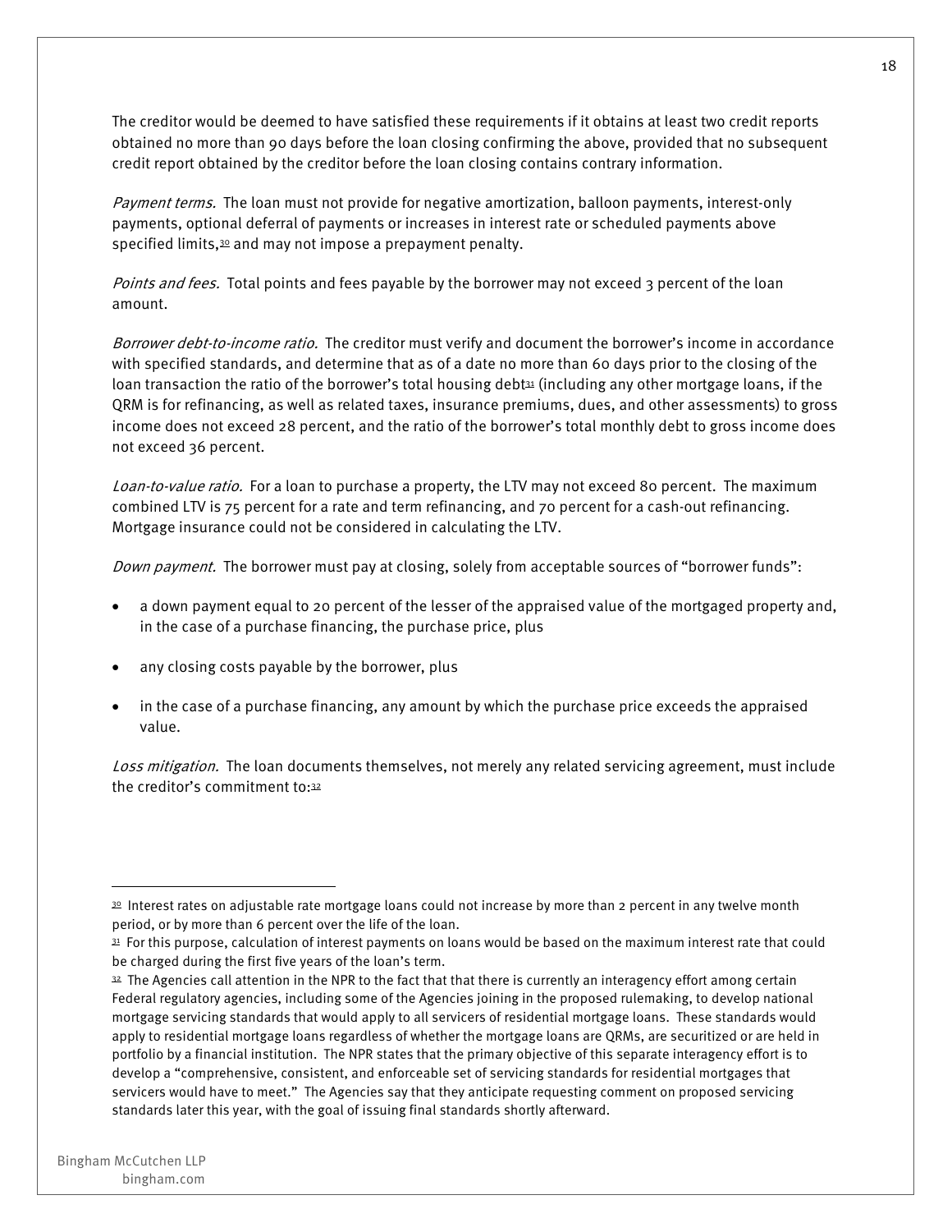The creditor would be deemed to have satisfied these requirements if it obtains at least two credit reports obtained no more than 90 days before the loan closing confirming the above, provided that no subsequent credit report obtained by the creditor before the loan closing contains contrary information.

*Payment terms.* The loan must not provide for negative amortization, balloon payments, interest-only payments, optional deferral of payments or increases in interest rate or scheduled payments above specified limits,[30] and may not impose a prepayment penalty.

*Points and fees.* Total points and fees payable by the borrower may not exceed 3 percent of the loan amount.

*Borrower debt-to-income ratio.* The creditor must verify and document the borrower's income in accordance with specified standards, and determine that as of a date no more than 60 days prior to the closing of the loan transaction the ratio of the borrower's total housing debt[31] (including any other mortgage loans, if the QRM is for refinancing, as well as related taxes, insurance premiums, dues, and other assessments) to gross income does not exceed 28 percent, and the ratio of the borrower's total monthly debt to gross income does not exceed 36 percent.

*Loan-to-value ratio.* For a loan to purchase a property, the LTV may not exceed 80 percent. The maximum combined LTV is 75 percent for a rate and term refinancing, and 70 percent for a cash-out refinancing. Mortgage insurance could not be considered in calculating the LTV.

*Down payment.* The borrower must pay at closing, solely from acceptable sources of "borrower funds":

- a down payment equal to 20 percent of the lesser of the appraised value of the mortgaged property and, in the case of a purchase financing, the purchase price, plus
- any closing costs payable by the borrower, plus
- in the case of a purchase financing, any amount by which the purchase price exceeds the appraised value.

*Loss mitigation.* The loan documents themselves, not merely any related servicing agreement, must include the creditor's commitment to:[32]

---

[30] Interest rates on adjustable rate mortgage loans could not increase by more than 2 percent in any twelve month period, or by more than 6 percent over the life of the loan.

[31] For this purpose, calculation of interest payments on loans would be based on the maximum interest rate that could be charged during the first five years of the loan's term.

[32] The Agencies call attention in the NPR to the fact that that there is currently an interagency effort among certain Federal regulatory agencies, including some of the Agencies joining in the proposed rulemaking, to develop national mortgage servicing standards that would apply to all servicers of residential mortgage loans. These standards would apply to residential mortgage loans regardless of whether the mortgage loans are QRMs, are securitized or are held in portfolio by a financial institution. The NPR states that the primary objective of this separate interagency effort is to develop a "comprehensive, consistent, and enforceable set of servicing standards for residential mortgages that servicers would have to meet." The Agencies say that they anticipate requesting comment on proposed servicing standards later this year, with the goal of issuing final standards shortly afterward.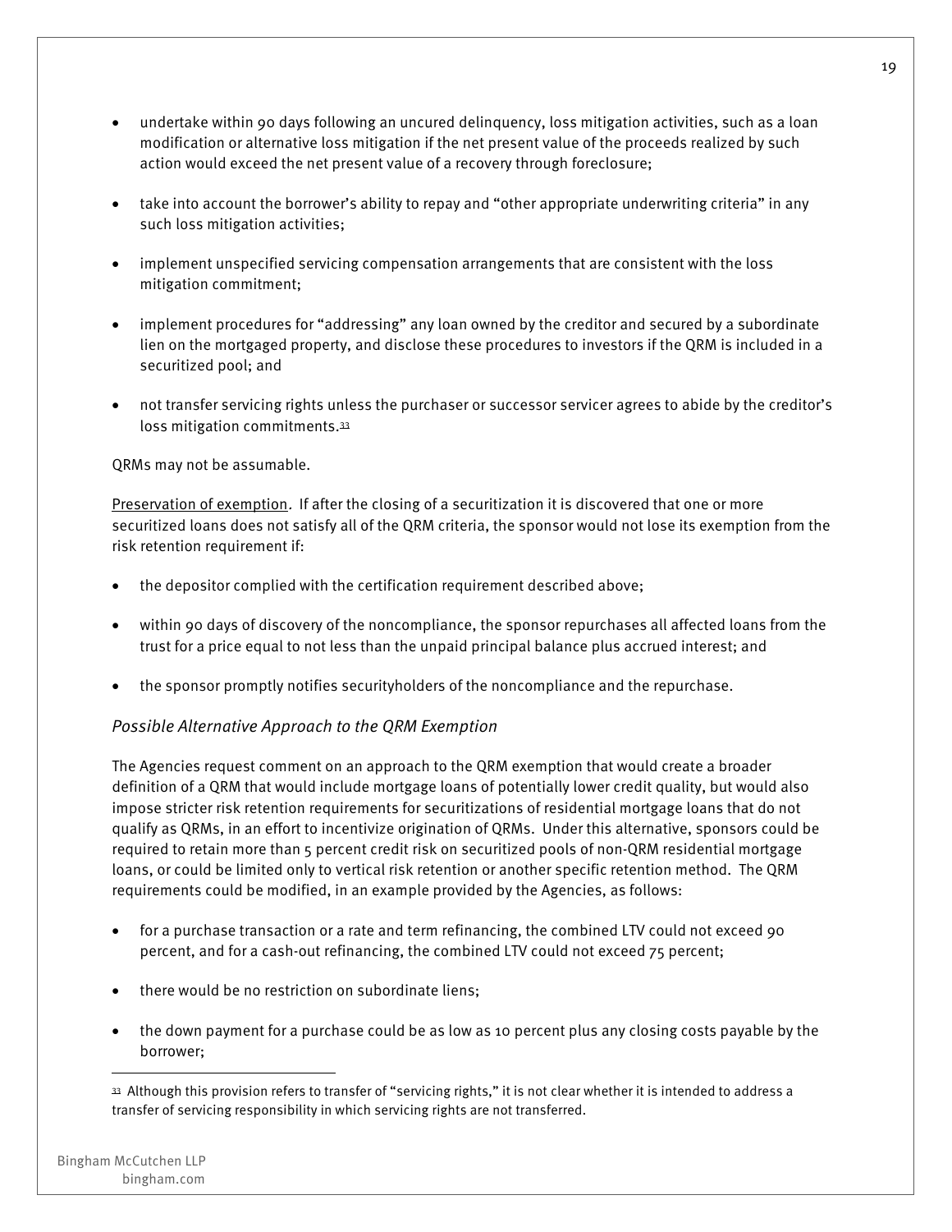- undertake within 90 days following an uncured delinquency, loss mitigation activities, such as a loan modification or alternative loss mitigation if the net present value of the proceeds realized by such action would exceed the net present value of a recovery through foreclosure;
- take into account the borrower's ability to repay and "other appropriate underwriting criteria" in any such loss mitigation activities;
- implement unspecified servicing compensation arrangements that are consistent with the loss mitigation commitment;
- implement procedures for "addressing" any loan owned by the creditor and secured by a subordinate lien on the mortgaged property, and disclose these procedures to investors if the QRM is included in a securitized pool; and
- not transfer servicing rights unless the purchaser or successor servicer agrees to abide by the creditor's loss mitigation commitments.[33]

QRMs may not be assumable.

Preservation of exemption*.* If after the closing of a securitization it is discovered that one or more securitized loans does not satisfy all of the QRM criteria, the sponsor would not lose its exemption from the risk retention requirement if:

- the depositor complied with the certification requirement described above;
- within 90 days of discovery of the noncompliance, the sponsor repurchases all affected loans from the trust for a price equal to not less than the unpaid principal balance plus accrued interest; and
- the sponsor promptly notifies securityholders of the noncompliance and the repurchase.

*Possible Alternative Approach to the QRM Exemption*

The Agencies request comment on an approach to the QRM exemption that would create a broader definition of a QRM that would include mortgage loans of potentially lower credit quality, but would also impose stricter risk retention requirements for securitizations of residential mortgage loans that do not qualify as QRMs, in an effort to incentivize origination of QRMs. Under this alternative, sponsors could be required to retain more than 5 percent credit risk on securitized pools of non-QRM residential mortgage loans, or could be limited only to vertical risk retention or another specific retention method. The QRM requirements could be modified, in an example provided by the Agencies, as follows:

- for a purchase transaction or a rate and term refinancing, the combined LTV could not exceed 90 percent, and for a cash-out refinancing, the combined LTV could not exceed 75 percent;
- there would be no restriction on subordinate liens;
- the down payment for a purchase could be as low as 10 percent plus any closing costs payable by the borrower;

---

[33] Although this provision refers to transfer of "servicing rights," it is not clear whether it is intended to address a transfer of servicing responsibility in which servicing rights are not transferred.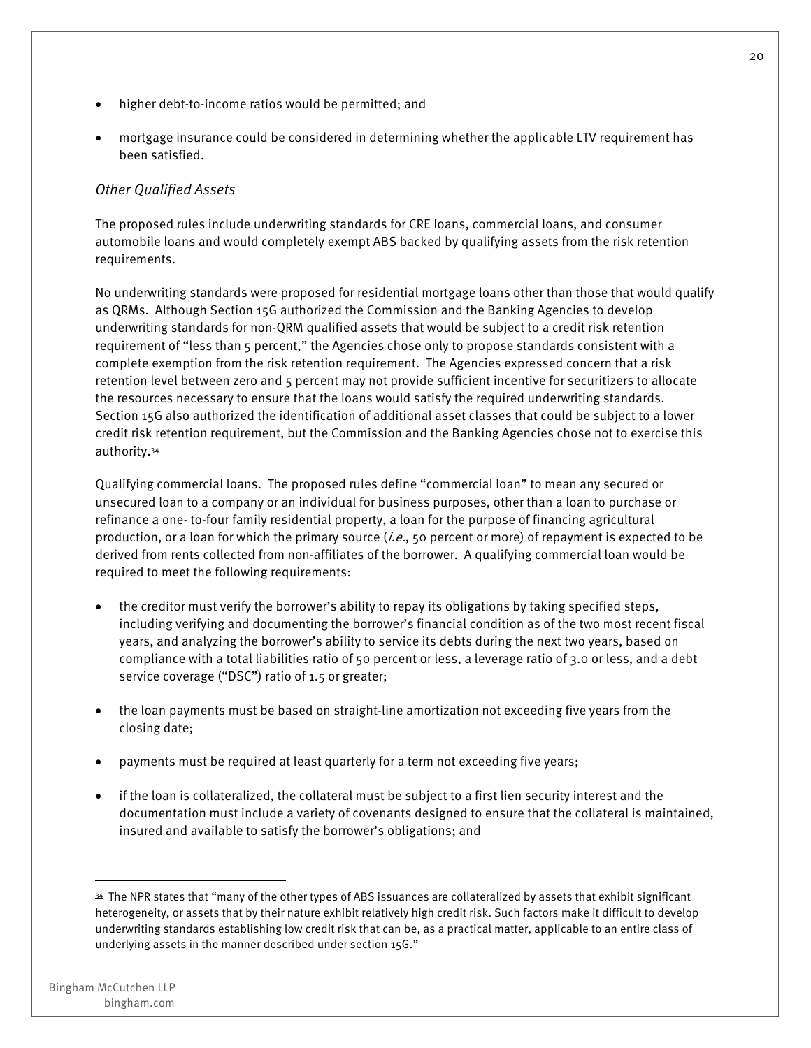- higher debt-to-income ratios would be permitted; and
- mortgage insurance could be considered in determining whether the applicable LTV requirement has been satisfied.

*Other Qualified Assets*

The proposed rules include underwriting standards for CRE loans, commercial loans, and consumer automobile loans and would completely exempt ABS backed by qualifying assets from the risk retention requirements.

No underwriting standards were proposed for residential mortgage loans other than those that would qualify as QRMs. Although Section 15G authorized the Commission and the Banking Agencies to develop underwriting standards for non-QRM qualified assets that would be subject to a credit risk retention requirement of "less than 5 percent," the Agencies chose only to propose standards consistent with a complete exemption from the risk retention requirement. The Agencies expressed concern that a risk retention level between zero and 5 percent may not provide sufficient incentive for securitizers to allocate the resources necessary to ensure that the loans would satisfy the required underwriting standards. Section 15G also authorized the identification of additional asset classes that could be subject to a lower credit risk retention requirement, but the Commission and the Banking Agencies chose not to exercise this authority.[34]

Qualifying commercial loans. The proposed rules define "commercial loan" to mean any secured or unsecured loan to a company or an individual for business purposes, other than a loan to purchase or refinance a one- to-four family residential property, a loan for the purpose of financing agricultural production, or a loan for which the primary source (*i.e.*, 50 percent or more) of repayment is expected to be derived from rents collected from non-affiliates of the borrower. A qualifying commercial loan would be required to meet the following requirements:

- the creditor must verify the borrower's ability to repay its obligations by taking specified steps, including verifying and documenting the borrower's financial condition as of the two most recent fiscal years, and analyzing the borrower's ability to service its debts during the next two years, based on compliance with a total liabilities ratio of 50 percent or less, a leverage ratio of 3.0 or less, and a debt service coverage ("DSC") ratio of 1.5 or greater;
- the loan payments must be based on straight-line amortization not exceeding five years from the closing date;
- payments must be required at least quarterly for a term not exceeding five years;
- if the loan is collateralized, the collateral must be subject to a first lien security interest and the documentation must include a variety of covenants designed to ensure that the collateral is maintained, insured and available to satisfy the borrower's obligations; and

[34] The NPR states that "many of the other types of ABS issuances are collateralized by assets that exhibit significant heterogeneity, or assets that by their nature exhibit relatively high credit risk. Such factors make it difficult to develop underwriting standards establishing low credit risk that can be, as a practical matter, applicable to an entire class of underlying assets in the manner described under section 15G."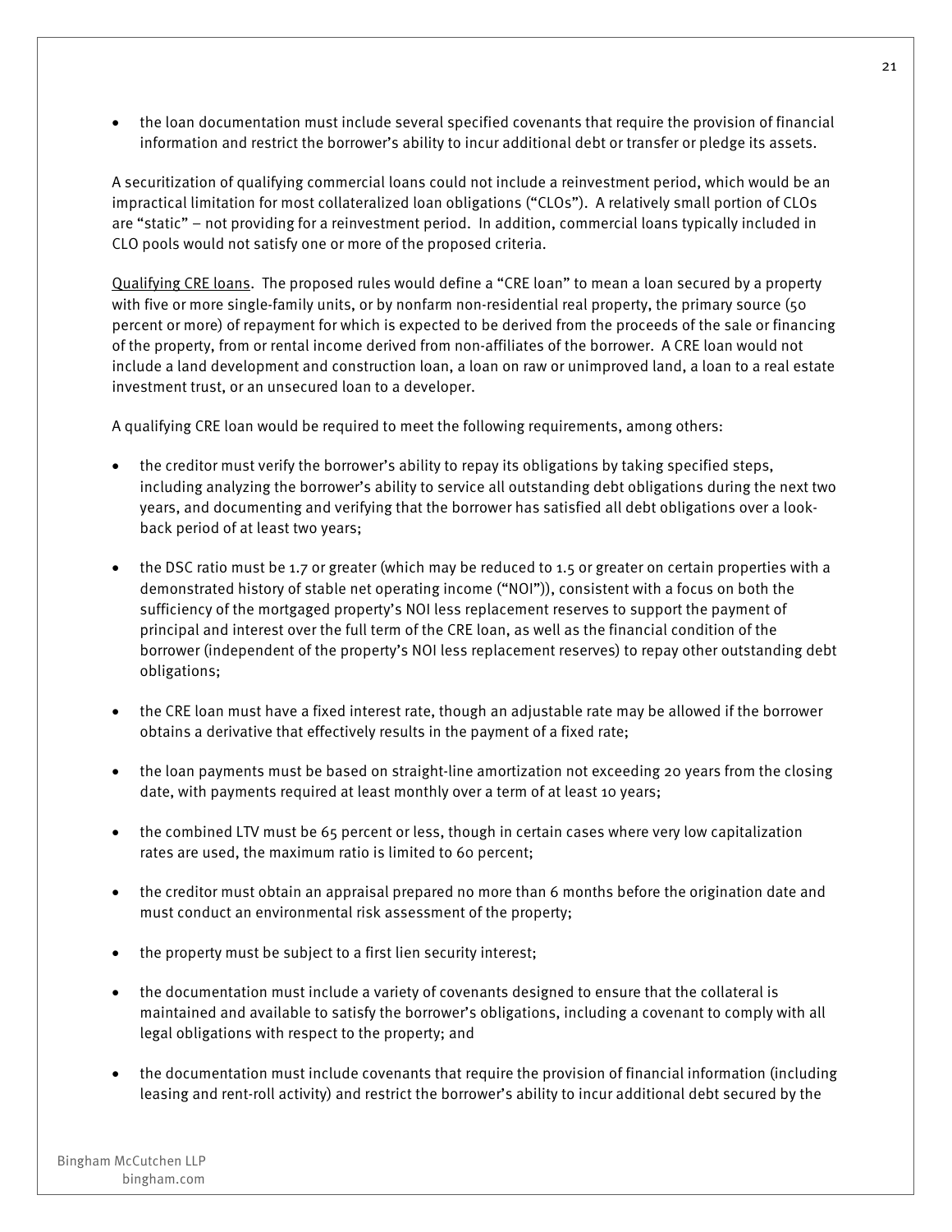- the loan documentation must include several specified covenants that require the provision of financial information and restrict the borrower's ability to incur additional debt or transfer or pledge its assets.

A securitization of qualifying commercial loans could not include a reinvestment period, which would be an impractical limitation for most collateralized loan obligations ("CLOs"). A relatively small portion of CLOs are "static" – not providing for a reinvestment period. In addition, commercial loans typically included in CLO pools would not satisfy one or more of the proposed criteria.

Qualifying CRE loans. The proposed rules would define a "CRE loan" to mean a loan secured by a property with five or more single-family units, or by nonfarm non-residential real property, the primary source (50 percent or more) of repayment for which is expected to be derived from the proceeds of the sale or financing of the property, from or rental income derived from non-affiliates of the borrower. A CRE loan would not include a land development and construction loan, a loan on raw or unimproved land, a loan to a real estate investment trust, or an unsecured loan to a developer.

A qualifying CRE loan would be required to meet the following requirements, among others:

- the creditor must verify the borrower's ability to repay its obligations by taking specified steps, including analyzing the borrower's ability to service all outstanding debt obligations during the next two years, and documenting and verifying that the borrower has satisfied all debt obligations over a look-back period of at least two years;

- the DSC ratio must be 1.7 or greater (which may be reduced to 1.5 or greater on certain properties with a demonstrated history of stable net operating income ("NOI")), consistent with a focus on both the sufficiency of the mortgaged property's NOI less replacement reserves to support the payment of principal and interest over the full term of the CRE loan, as well as the financial condition of the borrower (independent of the property's NOI less replacement reserves) to repay other outstanding debt obligations;

- the CRE loan must have a fixed interest rate, though an adjustable rate may be allowed if the borrower obtains a derivative that effectively results in the payment of a fixed rate;

- the loan payments must be based on straight-line amortization not exceeding 20 years from the closing date, with payments required at least monthly over a term of at least 10 years;

- the combined LTV must be 65 percent or less, though in certain cases where very low capitalization rates are used, the maximum ratio is limited to 60 percent;

- the creditor must obtain an appraisal prepared no more than 6 months before the origination date and must conduct an environmental risk assessment of the property;

- the property must be subject to a first lien security interest;

- the documentation must include a variety of covenants designed to ensure that the collateral is maintained and available to satisfy the borrower's obligations, including a covenant to comply with all legal obligations with respect to the property; and

- the documentation must include covenants that require the provision of financial information (including leasing and rent-roll activity) and restrict the borrower's ability to incur additional debt secured by the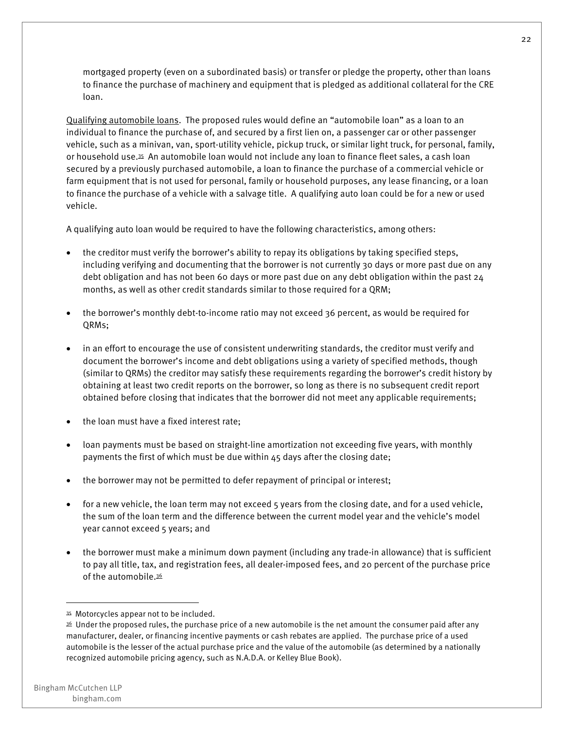mortgaged property (even on a subordinated basis) or transfer or pledge the property, other than loans to finance the purchase of machinery and equipment that is pledged as additional collateral for the CRE loan.

Qualifying automobile loans. The proposed rules would define an "automobile loan" as a loan to an individual to finance the purchase of, and secured by a first lien on, a passenger car or other passenger vehicle, such as a minivan, van, sport-utility vehicle, pickup truck, or similar light truck, for personal, family, or household use.[35] An automobile loan would not include any loan to finance fleet sales, a cash loan secured by a previously purchased automobile, a loan to finance the purchase of a commercial vehicle or farm equipment that is not used for personal, family or household purposes, any lease financing, or a loan to finance the purchase of a vehicle with a salvage title. A qualifying auto loan could be for a new or used vehicle.

A qualifying auto loan would be required to have the following characteristics, among others:

- the creditor must verify the borrower's ability to repay its obligations by taking specified steps, including verifying and documenting that the borrower is not currently 30 days or more past due on any debt obligation and has not been 60 days or more past due on any debt obligation within the past 24 months, as well as other credit standards similar to those required for a QRM;

- the borrower's monthly debt-to-income ratio may not exceed 36 percent, as would be required for QRMs;

- in an effort to encourage the use of consistent underwriting standards, the creditor must verify and document the borrower's income and debt obligations using a variety of specified methods, though (similar to QRMs) the creditor may satisfy these requirements regarding the borrower's credit history by obtaining at least two credit reports on the borrower, so long as there is no subsequent credit report obtained before closing that indicates that the borrower did not meet any applicable requirements;

- the loan must have a fixed interest rate;

- loan payments must be based on straight-line amortization not exceeding five years, with monthly payments the first of which must be due within 45 days after the closing date;

- the borrower may not be permitted to defer repayment of principal or interest;

- for a new vehicle, the loan term may not exceed 5 years from the closing date, and for a used vehicle, the sum of the loan term and the difference between the current model year and the vehicle's model year cannot exceed 5 years; and

- the borrower must make a minimum down payment (including any trade-in allowance) that is sufficient to pay all title, tax, and registration fees, all dealer-imposed fees, and 20 percent of the purchase price of the automobile.[36]

---

[35] Motorcycles appear not to be included.

[36] Under the proposed rules, the purchase price of a new automobile is the net amount the consumer paid after any manufacturer, dealer, or financing incentive payments or cash rebates are applied. The purchase price of a used automobile is the lesser of the actual purchase price and the value of the automobile (as determined by a nationally recognized automobile pricing agency, such as N.A.D.A. or Kelley Blue Book).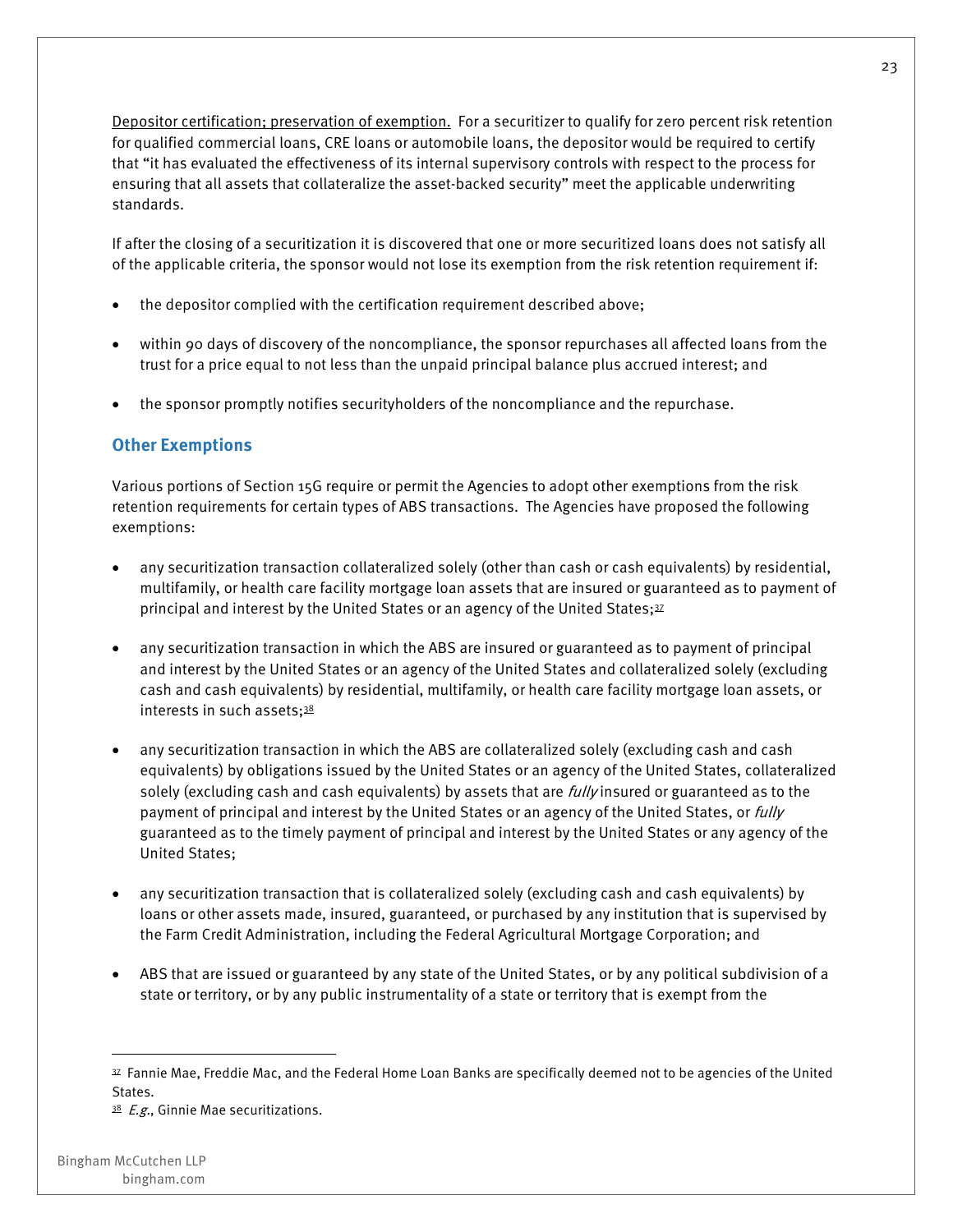Depositor certification; preservation of exemption. For a securitizer to qualify for zero percent risk retention for qualified commercial loans, CRE loans or automobile loans, the depositor would be required to certify that "it has evaluated the effectiveness of its internal supervisory controls with respect to the process for ensuring that all assets that collateralize the asset-backed security" meet the applicable underwriting standards.

If after the closing of a securitization it is discovered that one or more securitized loans does not satisfy all of the applicable criteria, the sponsor would not lose its exemption from the risk retention requirement if:

- the depositor complied with the certification requirement described above;
- within 90 days of discovery of the noncompliance, the sponsor repurchases all affected loans from the trust for a price equal to not less than the unpaid principal balance plus accrued interest; and
- the sponsor promptly notifies securityholders of the noncompliance and the repurchase.

### Other Exemptions

Various portions of Section 15G require or permit the Agencies to adopt other exemptions from the risk retention requirements for certain types of ABS transactions. The Agencies have proposed the following exemptions:

- any securitization transaction collateralized solely (other than cash or cash equivalents) by residential, multifamily, or health care facility mortgage loan assets that are insured or guaranteed as to payment of principal and interest by the United States or an agency of the United States;[37]
- any securitization transaction in which the ABS are insured or guaranteed as to payment of principal and interest by the United States or an agency of the United States and collateralized solely (excluding cash and cash equivalents) by residential, multifamily, or health care facility mortgage loan assets, or interests in such assets;[38]
- any securitization transaction in which the ABS are collateralized solely (excluding cash and cash equivalents) by obligations issued by the United States or an agency of the United States, collateralized solely (excluding cash and cash equivalents) by assets that are *fully* insured or guaranteed as to the payment of principal and interest by the United States or an agency of the United States, or *fully* guaranteed as to the timely payment of principal and interest by the United States or any agency of the United States;
- any securitization transaction that is collateralized solely (excluding cash and cash equivalents) by loans or other assets made, insured, guaranteed, or purchased by any institution that is supervised by the Farm Credit Administration, including the Federal Agricultural Mortgage Corporation; and
- ABS that are issued or guaranteed by any state of the United States, or by any political subdivision of a state or territory, or by any public instrumentality of a state or territory that is exempt from the

---

[37] Fannie Mae, Freddie Mac, and the Federal Home Loan Banks are specifically deemed not to be agencies of the United States.

[38] *E.g.*, Ginnie Mae securitizations.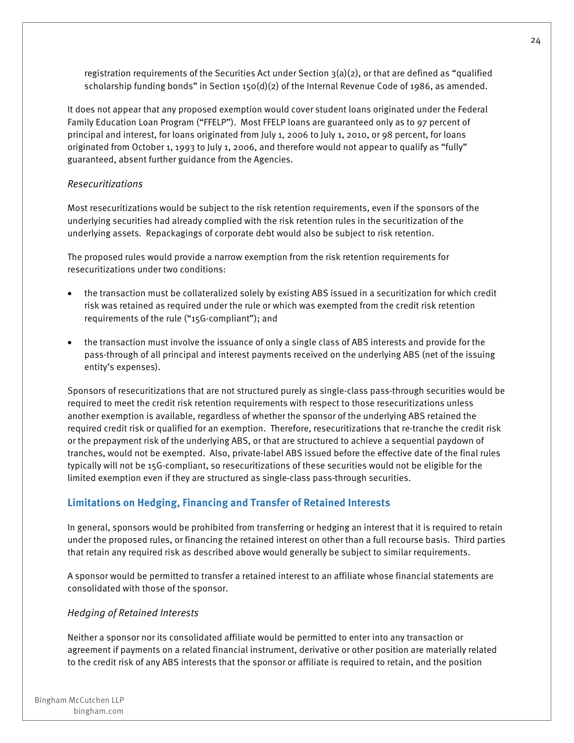registration requirements of the Securities Act under Section 3(a)(2), or that are defined as "qualified scholarship funding bonds" in Section 150(d)(2) of the Internal Revenue Code of 1986, as amended.

It does not appear that any proposed exemption would cover student loans originated under the Federal Family Education Loan Program ("FFELP"). Most FFELP loans are guaranteed only as to 97 percent of principal and interest, for loans originated from July 1, 2006 to July 1, 2010, or 98 percent, for loans originated from October 1, 1993 to July 1, 2006, and therefore would not appear to qualify as "fully" guaranteed, absent further guidance from the Agencies.

*Resecuritizations*

Most resecuritizations would be subject to the risk retention requirements, even if the sponsors of the underlying securities had already complied with the risk retention rules in the securitization of the underlying assets. Repackagings of corporate debt would also be subject to risk retention.

The proposed rules would provide a narrow exemption from the risk retention requirements for resecuritizations under two conditions:

- the transaction must be collateralized solely by existing ABS issued in a securitization for which credit risk was retained as required under the rule or which was exempted from the credit risk retention requirements of the rule ("15G-compliant"); and
- the transaction must involve the issuance of only a single class of ABS interests and provide for the pass-through of all principal and interest payments received on the underlying ABS (net of the issuing entity's expenses).

Sponsors of resecuritizations that are not structured purely as single-class pass-through securities would be required to meet the credit risk retention requirements with respect to those resecuritizations unless another exemption is available, regardless of whether the sponsor of the underlying ABS retained the required credit risk or qualified for an exemption. Therefore, resecuritizations that re-tranche the credit risk or the prepayment risk of the underlying ABS, or that are structured to achieve a sequential paydown of tranches, would not be exempted. Also, private-label ABS issued before the effective date of the final rules typically will not be 15G-compliant, so resecuritizations of these securities would not be eligible for the limited exemption even if they are structured as single-class pass-through securities.

## Limitations on Hedging, Financing and Transfer of Retained Interests

In general, sponsors would be prohibited from transferring or hedging an interest that it is required to retain under the proposed rules, or financing the retained interest on other than a full recourse basis. Third parties that retain any required risk as described above would generally be subject to similar requirements.

A sponsor would be permitted to transfer a retained interest to an affiliate whose financial statements are consolidated with those of the sponsor.

*Hedging of Retained Interests*

Neither a sponsor nor its consolidated affiliate would be permitted to enter into any transaction or agreement if payments on a related financial instrument, derivative or other position are materially related to the credit risk of any ABS interests that the sponsor or affiliate is required to retain, and the position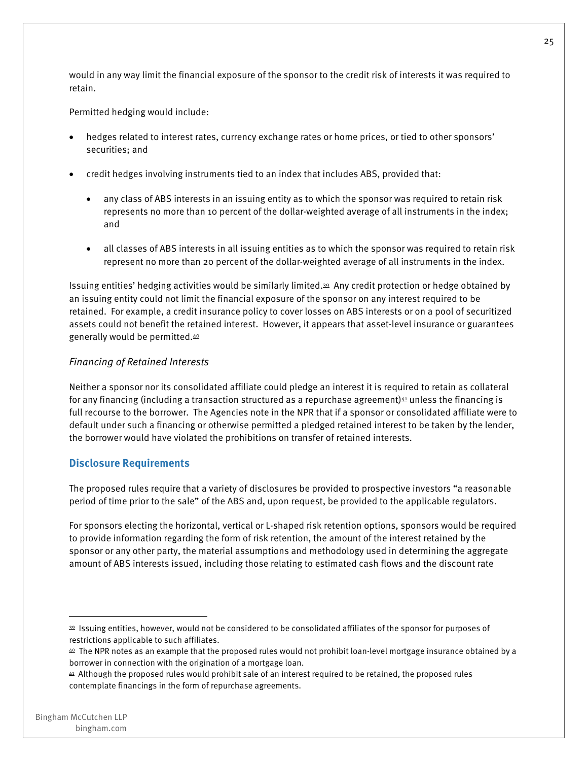would in any way limit the financial exposure of the sponsor to the credit risk of interests it was required to retain.

Permitted hedging would include:

- hedges related to interest rates, currency exchange rates or home prices, or tied to other sponsors' securities; and
- credit hedges involving instruments tied to an index that includes ABS, provided that:
  - any class of ABS interests in an issuing entity as to which the sponsor was required to retain risk represents no more than 10 percent of the dollar-weighted average of all instruments in the index; and
  - all classes of ABS interests in all issuing entities as to which the sponsor was required to retain risk represent no more than 20 percent of the dollar-weighted average of all instruments in the index.

Issuing entities' hedging activities would be similarly limited.[39] Any credit protection or hedge obtained by an issuing entity could not limit the financial exposure of the sponsor on any interest required to be retained. For example, a credit insurance policy to cover losses on ABS interests or on a pool of securitized assets could not benefit the retained interest. However, it appears that asset-level insurance or guarantees generally would be permitted.[40]

### *Financing of Retained Interests*

Neither a sponsor nor its consolidated affiliate could pledge an interest it is required to retain as collateral for any financing (including a transaction structured as a repurchase agreement)[41] unless the financing is full recourse to the borrower. The Agencies note in the NPR that if a sponsor or consolidated affiliate were to default under such a financing or otherwise permitted a pledged retained interest to be taken by the lender, the borrower would have violated the prohibitions on transfer of retained interests.

## Disclosure Requirements

The proposed rules require that a variety of disclosures be provided to prospective investors "a reasonable period of time prior to the sale" of the ABS and, upon request, be provided to the applicable regulators.

For sponsors electing the horizontal, vertical or L-shaped risk retention options, sponsors would be required to provide information regarding the form of risk retention, the amount of the interest retained by the sponsor or any other party, the material assumptions and methodology used in determining the aggregate amount of ABS interests issued, including those relating to estimated cash flows and the discount rate

---

[39] Issuing entities, however, would not be considered to be consolidated affiliates of the sponsor for purposes of restrictions applicable to such affiliates.

[40] The NPR notes as an example that the proposed rules would not prohibit loan-level mortgage insurance obtained by a borrower in connection with the origination of a mortgage loan.

[41] Although the proposed rules would prohibit sale of an interest required to be retained, the proposed rules contemplate financings in the form of repurchase agreements.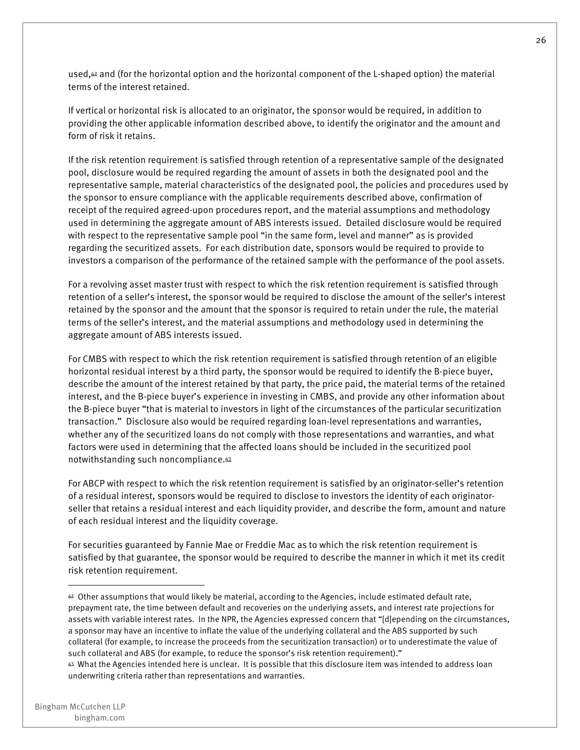used,[42] and (for the horizontal option and the horizontal component of the L-shaped option) the material terms of the interest retained.

If vertical or horizontal risk is allocated to an originator, the sponsor would be required, in addition to providing the other applicable information described above, to identify the originator and the amount and form of risk it retains.

If the risk retention requirement is satisfied through retention of a representative sample of the designated pool, disclosure would be required regarding the amount of assets in both the designated pool and the representative sample, material characteristics of the designated pool, the policies and procedures used by the sponsor to ensure compliance with the applicable requirements described above, confirmation of receipt of the required agreed-upon procedures report, and the material assumptions and methodology used in determining the aggregate amount of ABS interests issued. Detailed disclosure would be required with respect to the representative sample pool "in the same form, level and manner" as is provided regarding the securitized assets. For each distribution date, sponsors would be required to provide to investors a comparison of the performance of the retained sample with the performance of the pool assets.

For a revolving asset master trust with respect to which the risk retention requirement is satisfied through retention of a seller's interest, the sponsor would be required to disclose the amount of the seller's interest retained by the sponsor and the amount that the sponsor is required to retain under the rule, the material terms of the seller's interest, and the material assumptions and methodology used in determining the aggregate amount of ABS interests issued.

For CMBS with respect to which the risk retention requirement is satisfied through retention of an eligible horizontal residual interest by a third party, the sponsor would be required to identify the B-piece buyer, describe the amount of the interest retained by that party, the price paid, the material terms of the retained interest, and the B-piece buyer's experience in investing in CMBS, and provide any other information about the B-piece buyer "that is material to investors in light of the circumstances of the particular securitization transaction." Disclosure also would be required regarding loan-level representations and warranties, whether any of the securitized loans do not comply with those representations and warranties, and what factors were used in determining that the affected loans should be included in the securitized pool notwithstanding such noncompliance.[43]

For ABCP with respect to which the risk retention requirement is satisfied by an originator-seller's retention of a residual interest, sponsors would be required to disclose to investors the identity of each originator-seller that retains a residual interest and each liquidity provider, and describe the form, amount and nature of each residual interest and the liquidity coverage.

For securities guaranteed by Fannie Mae or Freddie Mac as to which the risk retention requirement is satisfied by that guarantee, the sponsor would be required to describe the manner in which it met its credit risk retention requirement.

---

[42] Other assumptions that would likely be material, according to the Agencies, include estimated default rate, prepayment rate, the time between default and recoveries on the underlying assets, and interest rate projections for assets with variable interest rates. In the NPR, the Agencies expressed concern that "[d]epending on the circumstances, a sponsor may have an incentive to inflate the value of the underlying collateral and the ABS supported by such collateral (for example, to increase the proceeds from the securitization transaction) or to underestimate the value of such collateral and ABS (for example, to reduce the sponsor's risk retention requirement)."

[43] What the Agencies intended here is unclear. It is possible that this disclosure item was intended to address loan underwriting criteria rather than representations and warranties.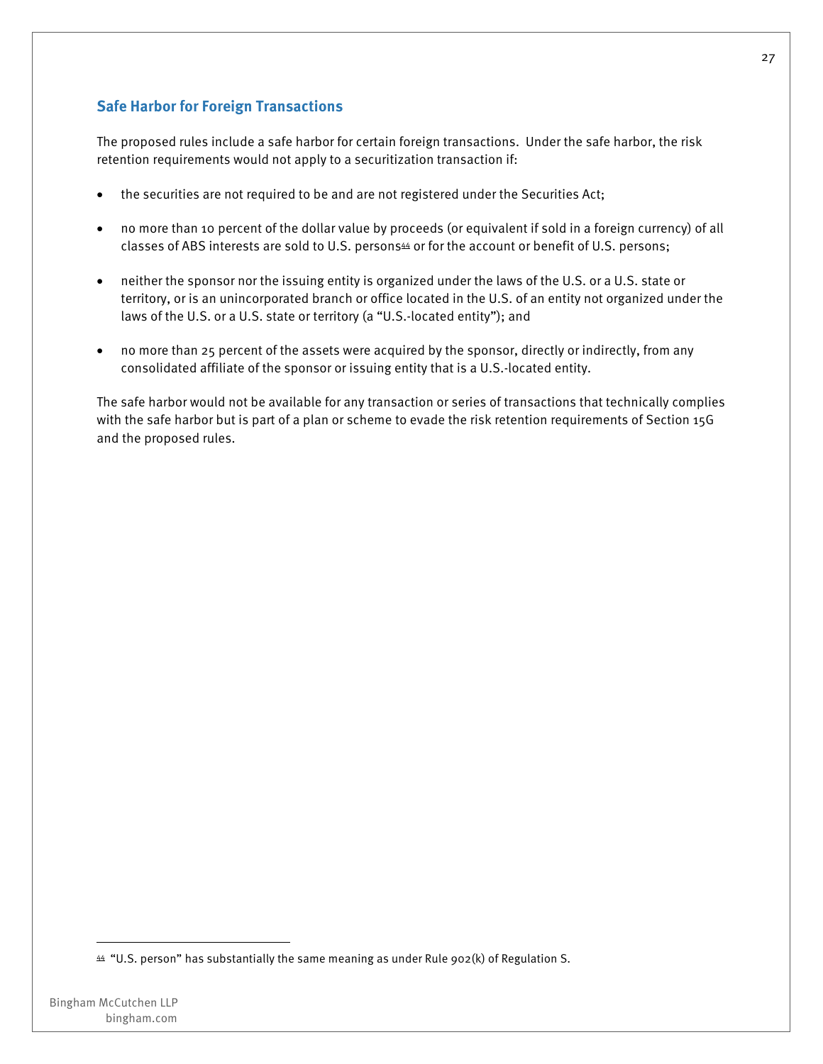## Safe Harbor for Foreign Transactions

The proposed rules include a safe harbor for certain foreign transactions. Under the safe harbor, the risk retention requirements would not apply to a securitization transaction if:

- the securities are not required to be and are not registered under the Securities Act;
- no more than 10 percent of the dollar value by proceeds (or equivalent if sold in a foreign currency) of all classes of ABS interests are sold to U.S. persons[44] or for the account or benefit of U.S. persons;
- neither the sponsor nor the issuing entity is organized under the laws of the U.S. or a U.S. state or territory, or is an unincorporated branch or office located in the U.S. of an entity not organized under the laws of the U.S. or a U.S. state or territory (a "U.S.-located entity"); and
- no more than 25 percent of the assets were acquired by the sponsor, directly or indirectly, from any consolidated affiliate of the sponsor or issuing entity that is a U.S.-located entity.

The safe harbor would not be available for any transaction or series of transactions that technically complies with the safe harbor but is part of a plan or scheme to evade the risk retention requirements of Section 15G and the proposed rules.

---

[44] "U.S. person" has substantially the same meaning as under Rule 902(k) of Regulation S.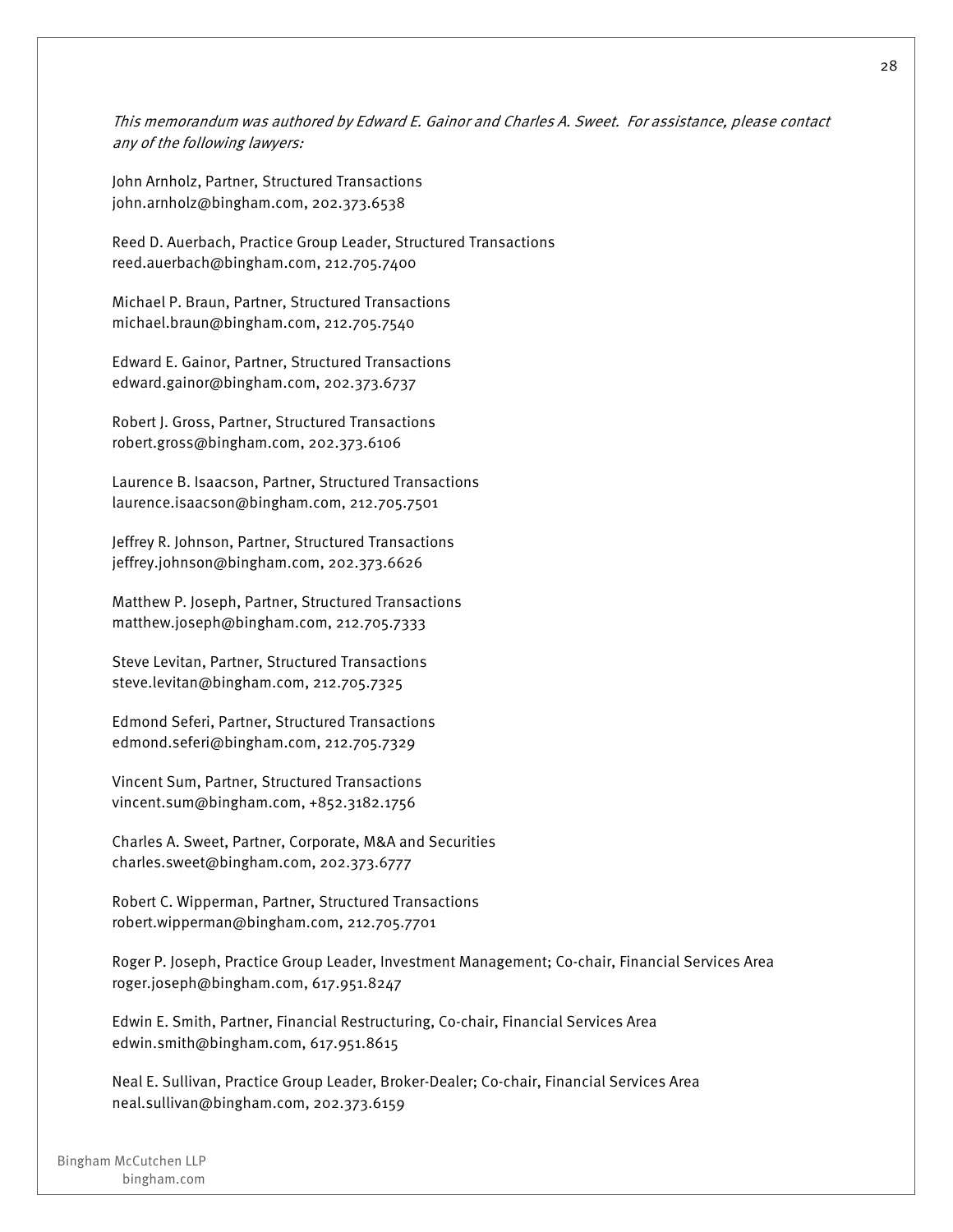*This memorandum was authored by Edward E. Gainor and Charles A. Sweet. For assistance, please contact any of the following lawyers:*

John Arnholz, Partner, Structured Transactions
john.arnholz@bingham.com, 202.373.6538

Reed D. Auerbach, Practice Group Leader, Structured Transactions
reed.auerbach@bingham.com, 212.705.7400

Michael P. Braun, Partner, Structured Transactions
michael.braun@bingham.com, 212.705.7540

Edward E. Gainor, Partner, Structured Transactions
edward.gainor@bingham.com, 202.373.6737

Robert J. Gross, Partner, Structured Transactions
robert.gross@bingham.com, 202.373.6106

Laurence B. Isaacson, Partner, Structured Transactions
laurence.isaacson@bingham.com, 212.705.7501

Jeffrey R. Johnson, Partner, Structured Transactions
jeffrey.johnson@bingham.com, 202.373.6626

Matthew P. Joseph, Partner, Structured Transactions
matthew.joseph@bingham.com, 212.705.7333

Steve Levitan, Partner, Structured Transactions
steve.levitan@bingham.com, 212.705.7325

Edmond Seferi, Partner, Structured Transactions
edmond.seferi@bingham.com, 212.705.7329

Vincent Sum, Partner, Structured Transactions
vincent.sum@bingham.com, +852.3182.1756

Charles A. Sweet, Partner, Corporate, M&A and Securities
charles.sweet@bingham.com, 202.373.6777

Robert C. Wipperman, Partner, Structured Transactions
robert.wipperman@bingham.com, 212.705.7701

Roger P. Joseph, Practice Group Leader, Investment Management; Co-chair, Financial Services Area
roger.joseph@bingham.com, 617.951.8247

Edwin E. Smith, Partner, Financial Restructuring, Co-chair, Financial Services Area
edwin.smith@bingham.com, 617.951.8615

Neal E. Sullivan, Practice Group Leader, Broker-Dealer; Co-chair, Financial Services Area
neal.sullivan@bingham.com, 202.373.6159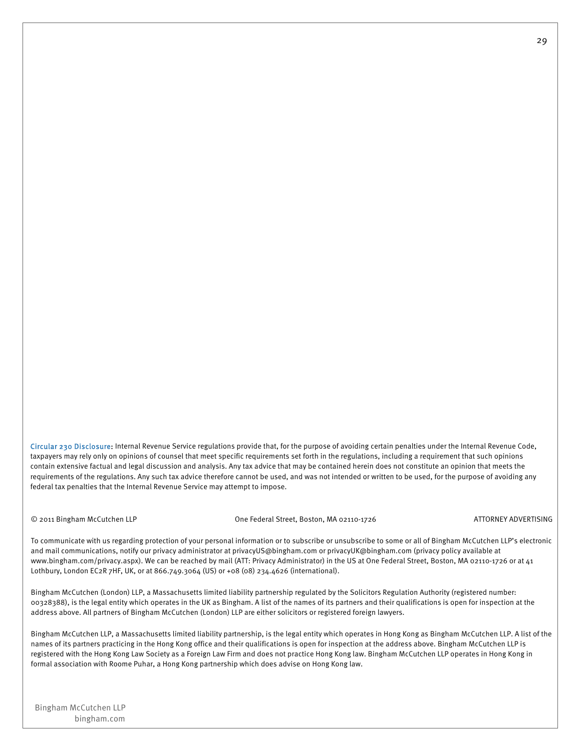**Circular 230 Disclosure**: Internal Revenue Service regulations provide that, for the purpose of avoiding certain penalties under the Internal Revenue Code, taxpayers may rely only on opinions of counsel that meet specific requirements set forth in the regulations, including a requirement that such opinions contain extensive factual and legal discussion and analysis. Any tax advice that may be contained herein does not constitute an opinion that meets the requirements of the regulations. Any such tax advice therefore cannot be used, and was not intended or written to be used, for the purpose of avoiding any federal tax penalties that the Internal Revenue Service may attempt to impose.

© 2011 Bingham McCutchen LLP One Federal Street, Boston, MA 02110-1726 ATTORNEY ADVERTISING

To communicate with us regarding protection of your personal information or to subscribe or unsubscribe to some or all of Bingham McCutchen LLP's electronic and mail communications, notify our privacy administrator at privacyUS@bingham.com or privacyUK@bingham.com (privacy policy available at www.bingham.com/privacy.aspx). We can be reached by mail (ATT: Privacy Administrator) in the US at One Federal Street, Boston, MA 02110-1726 or at 41 Lothbury, London EC2R 7HF, UK, or at 866.749.3064 (US) or +08 (08) 234.4626 (international).

Bingham McCutchen (London) LLP, a Massachusetts limited liability partnership regulated by the Solicitors Regulation Authority (registered number: 00328388), is the legal entity which operates in the UK as Bingham. A list of the names of its partners and their qualifications is open for inspection at the address above. All partners of Bingham McCutchen (London) LLP are either solicitors or registered foreign lawyers.

Bingham McCutchen LLP, a Massachusetts limited liability partnership, is the legal entity which operates in Hong Kong as Bingham McCutchen LLP. A list of the names of its partners practicing in the Hong Kong office and their qualifications is open for inspection at the address above. Bingham McCutchen LLP is registered with the Hong Kong Law Society as a Foreign Law Firm and does not practice Hong Kong law. Bingham McCutchen LLP operates in Hong Kong in formal association with Roome Puhar, a Hong Kong partnership which does advise on Hong Kong law.

Bingham McCutchen LLP
bingham.com